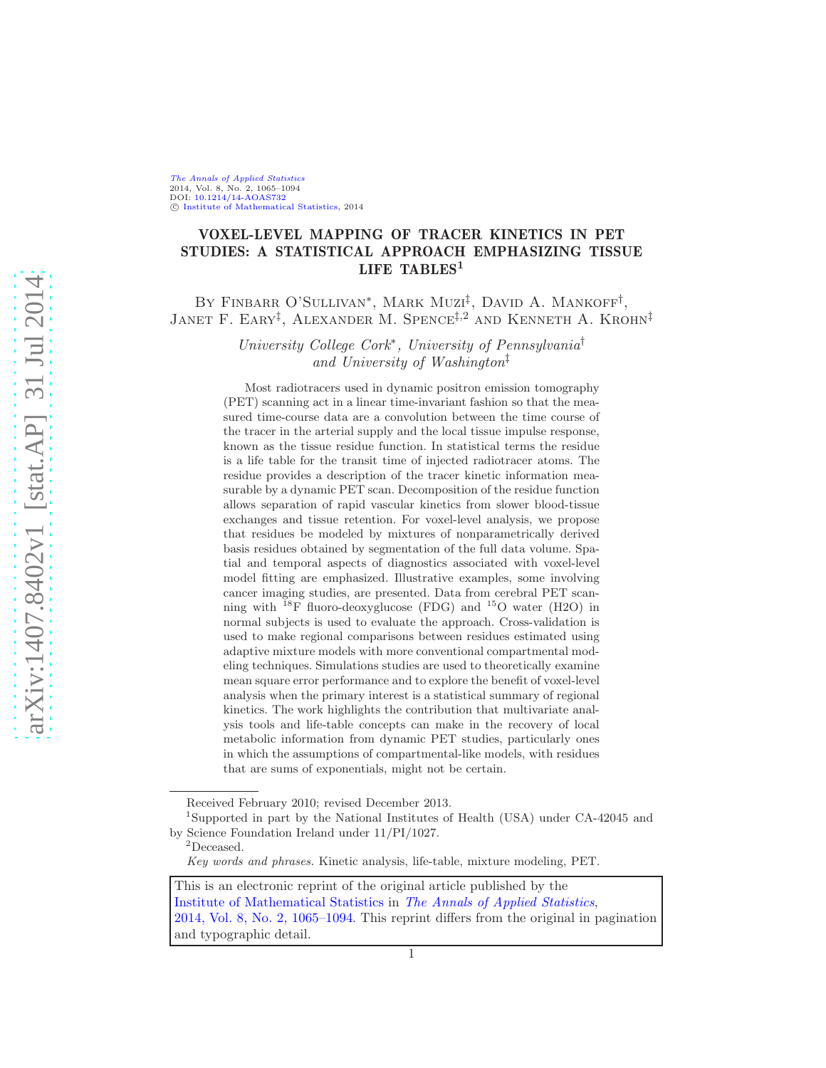# VOXEL-LEVEL MAPPING OF TRACER KINETICS IN PET STUDIES: A STATISTICAL APPROACH EMPHASIZING TISSUE LIFE TABLES[1]

By Finbarr O'Sullivan[*], Mark Muzi[‡], David A. Mankoff[†], Janet F. Eary[‡], Alexander M. Spence[‡,2] and Kenneth A. Krohn[‡]

*University College Cork[*], University of Pennsylvania[†] and University of Washington[‡]*

Most radiotracers used in dynamic positron emission tomography (PET) scanning act in a linear time-invariant fashion so that the measured time-course data are a convolution between the time course of the tracer in the arterial supply and the local tissue impulse response, known as the tissue residue function. In statistical terms the residue is a life table for the transit time of injected radiotracer atoms. The residue provides a description of the tracer kinetic information measurable by a dynamic PET scan. Decomposition of the residue function allows separation of rapid vascular kinetics from slower blood-tissue exchanges and tissue retention. For voxel-level analysis, we propose that residues be modeled by mixtures of nonparametrically derived basis residues obtained by segmentation of the full data volume. Spatial and temporal aspects of diagnostics associated with voxel-level model fitting are emphasized. Illustrative examples, some involving cancer imaging studies, are presented. Data from cerebral PET scanning with $^{18}$F fluoro-deoxyglucose (FDG) and $^{15}$O water (H2O) in normal subjects is used to evaluate the approach. Cross-validation is used to make regional comparisons between residues estimated using adaptive mixture models with more conventional compartmental modeling techniques. Simulations studies are used to theoretically examine mean square error performance and to explore the benefit of voxel-level analysis when the primary interest is a statistical summary of regional kinetics. The work highlights the contribution that multivariate analysis tools and life-table concepts can make in the recovery of local metabolic information from dynamic PET studies, particularly ones in which the assumptions of compartmental-like models, with residues that are sums of exponentials, might not be certain.

---

Received February 2010; revised December 2013.

[1]Supported in part by the National Institutes of Health (USA) under CA-42045 and by Science Foundation Ireland under 11/PI/1027.

[2]Deceased.

*Key words and phrases.* Kinetic analysis, life-table, mixture modeling, PET.

This is an electronic reprint of the original article published by the Institute of Mathematical Statistics in *The Annals of Applied Statistics*, 2014, Vol. 8, No. 2, 1065–1094. This reprint differs from the original in pagination and typographic detail.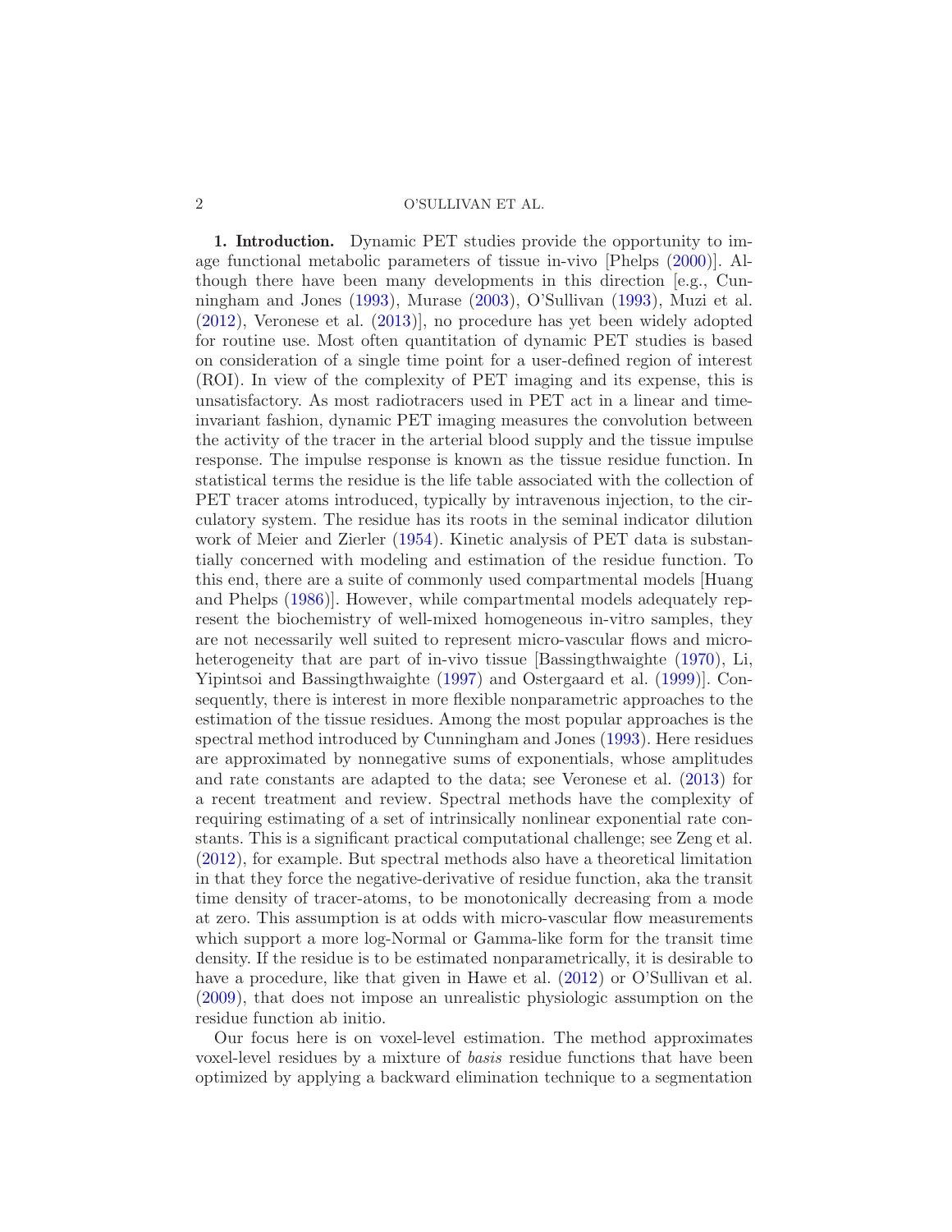**1. Introduction.** Dynamic PET studies provide the opportunity to image functional metabolic parameters of tissue in-vivo [Phelps (2000)]. Although there have been many developments in this direction [e.g., Cunningham and Jones (1993), Murase (2003), O'Sullivan (1993), Muzi et al. (2012), Veronese et al. (2013)], no procedure has yet been widely adopted for routine use. Most often quantitation of dynamic PET studies is based on consideration of a single time point for a user-defined region of interest (ROI). In view of the complexity of PET imaging and its expense, this is unsatisfactory. As most radiotracers used in PET act in a linear and time-invariant fashion, dynamic PET imaging measures the convolution between the activity of the tracer in the arterial blood supply and the tissue impulse response. The impulse response is known as the tissue residue function. In statistical terms the residue is the life table associated with the collection of PET tracer atoms introduced, typically by intravenous injection, to the circulatory system. The residue has its roots in the seminal indicator dilution work of Meier and Zierler (1954). Kinetic analysis of PET data is substantially concerned with modeling and estimation of the residue function. To this end, there are a suite of commonly used compartmental models [Huang and Phelps (1986)]. However, while compartmental models adequately represent the biochemistry of well-mixed homogeneous in-vitro samples, they are not necessarily well suited to represent micro-vascular flows and micro-heterogeneity that are part of in-vivo tissue [Bassingthwaighte (1970), Li, Yipintsoi and Bassingthwaighte (1997) and Ostergaard et al. (1999)]. Consequently, there is interest in more flexible nonparametric approaches to the estimation of the tissue residues. Among the most popular approaches is the spectral method introduced by Cunningham and Jones (1993). Here residues are approximated by nonnegative sums of exponentials, whose amplitudes and rate constants are adapted to the data; see Veronese et al. (2013) for a recent treatment and review. Spectral methods have the complexity of requiring estimating of a set of intrinsically nonlinear exponential rate constants. This is a significant practical computational challenge; see Zeng et al. (2012), for example. But spectral methods also have a theoretical limitation in that they force the negative-derivative of residue function, aka the transit time density of tracer-atoms, to be monotonically decreasing from a mode at zero. This assumption is at odds with micro-vascular flow measurements which support a more log-Normal or Gamma-like form for the transit time density. If the residue is to be estimated nonparametrically, it is desirable to have a procedure, like that given in Hawe et al. (2012) or O'Sullivan et al. (2009), that does not impose an unrealistic physiologic assumption on the residue function ab initio.

Our focus here is on voxel-level estimation. The method approximates voxel-level residues by a mixture of *basis* residue functions that have been optimized by applying a backward elimination technique to a segmentation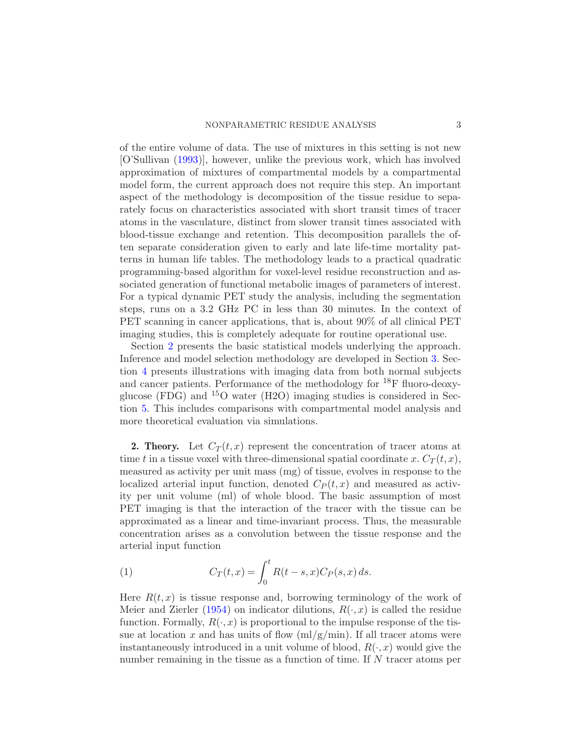of the entire volume of data. The use of mixtures in this setting is not new [O'Sullivan (1993)], however, unlike the previous work, which has involved approximation of mixtures of compartmental models by a compartmental model form, the current approach does not require this step. An important aspect of the methodology is decomposition of the tissue residue to separately focus on characteristics associated with short transit times of tracer atoms in the vasculature, distinct from slower transit times associated with blood-tissue exchange and retention. This decomposition parallels the often separate consideration given to early and late life-time mortality patterns in human life tables. The methodology leads to a practical quadratic programming-based algorithm for voxel-level residue reconstruction and associated generation of functional metabolic images of parameters of interest. For a typical dynamic PET study the analysis, including the segmentation steps, runs on a 3.2 GHz PC in less than 30 minutes. In the context of PET scanning in cancer applications, that is, about 90% of all clinical PET imaging studies, this is completely adequate for routine operational use.

Section 2 presents the basic statistical models underlying the approach. Inference and model selection methodology are developed in Section 3. Section 4 presents illustrations with imaging data from both normal subjects and cancer patients. Performance of the methodology for $^{18}$F fluoro-deoxyglucose (FDG) and $^{15}$O water (H2O) imaging studies is considered in Section 5. This includes comparisons with compartmental model analysis and more theoretical evaluation via simulations.

## 2. Theory.

Let $C_T(t,x)$ represent the concentration of tracer atoms at time $t$ in a tissue voxel with three-dimensional spatial coordinate $x$. $C_T(t,x)$, measured as activity per unit mass (mg) of tissue, evolves in response to the localized arterial input function, denoted $C_P(t,x)$ and measured as activity per unit volume (ml) of whole blood. The basic assumption of most PET imaging is that the interaction of the tracer with the tissue can be approximated as a linear and time-invariant process. Thus, the measurable concentration arises as a convolution between the tissue response and the arterial input function

$$C_T(t,x) = \int_0^t R(t-s,x)C_P(s,x)\,ds. \tag{1}$$

Here $R(t,x)$ is tissue response and, borrowing terminology of the work of Meier and Zierler (1954) on indicator dilutions, $R(\cdot,x)$ is called the residue function. Formally, $R(\cdot,x)$ is proportional to the impulse response of the tissue at location $x$ and has units of flow (ml/g/min). If all tracer atoms were instantaneously introduced in a unit volume of blood, $R(\cdot,x)$ would give the number remaining in the tissue as a function of time. If $N$ tracer atoms per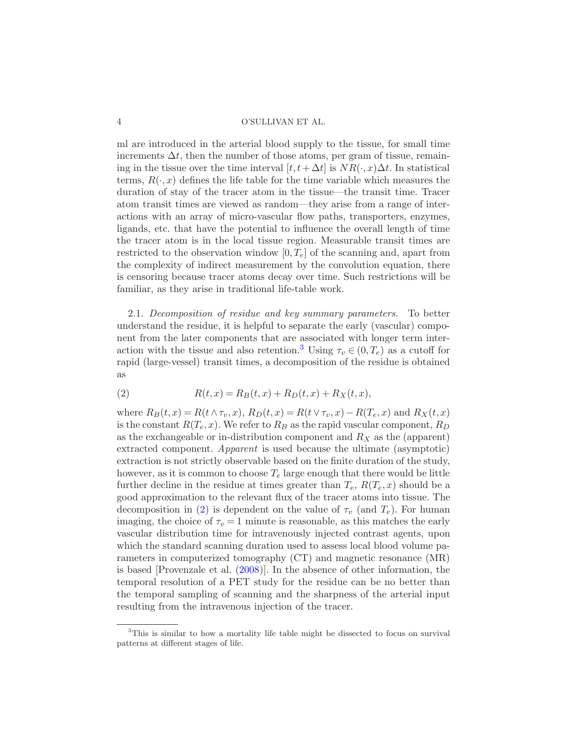ml are introduced in the arterial blood supply to the tissue, for small time increments $\Delta t$, then the number of those atoms, per gram of tissue, remaining in the tissue over the time interval $[t, t+\Delta t]$ is $NR(\cdot, x)\Delta t$. In statistical terms, $R(\cdot, x)$ defines the life table for the time variable which measures the duration of stay of the tracer atom in the tissue—the transit time. Tracer atom transit times are viewed as random—they arise from a range of interactions with an array of micro-vascular flow paths, transporters, enzymes, ligands, etc. that have the potential to influence the overall length of time the tracer atom is in the local tissue region. Measurable transit times are restricted to the observation window $[0, T_e]$ of the scanning and, apart from the complexity of indirect measurement by the convolution equation, there is censoring because tracer atoms decay over time. Such restrictions will be familiar, as they arise in traditional life-table work.

2.1. *Decomposition of residue and key summary parameters.* To better understand the residue, it is helpful to separate the early (vascular) component from the later components that are associated with longer term interaction with the tissue and also retention.[3] Using $\tau_v \in (0, T_e)$ as a cutoff for rapid (large-vessel) transit times, a decomposition of the residue is obtained as

$$R(t, x) = R_B(t, x) + R_D(t, x) + R_X(t, x), \tag{2}$$

where $R_B(t, x) = R(t \wedge \tau_v, x)$, $R_D(t, x) = R(t \vee \tau_v, x) - R(T_e, x)$ and $R_X(t, x)$ is the constant $R(T_e, x)$. We refer to $R_B$ as the rapid vascular component, $R_D$ as the exchangeable or in-distribution component and $R_X$ as the (apparent) extracted component. *Apparent* is used because the ultimate (asymptotic) extraction is not strictly observable based on the finite duration of the study, however, as it is common to choose $T_e$ large enough that there would be little further decline in the residue at times greater than $T_e$, $R(T_e, x)$ should be a good approximation to the relevant flux of the tracer atoms into tissue. The decomposition in (2) is dependent on the value of $\tau_v$ (and $T_e$). For human imaging, the choice of $\tau_v = 1$ minute is reasonable, as this matches the early vascular distribution time for intravenously injected contrast agents, upon which the standard scanning duration used to assess local blood volume parameters in computerized tomography (CT) and magnetic resonance (MR) is based [Provenzale et al. (2008)]. In the absence of other information, the temporal resolution of a PET study for the residue can be no better than the temporal sampling of scanning and the sharpness of the arterial input resulting from the intravenous injection of the tracer.

[3] This is similar to how a mortality life table might be dissected to focus on survival patterns at different stages of life.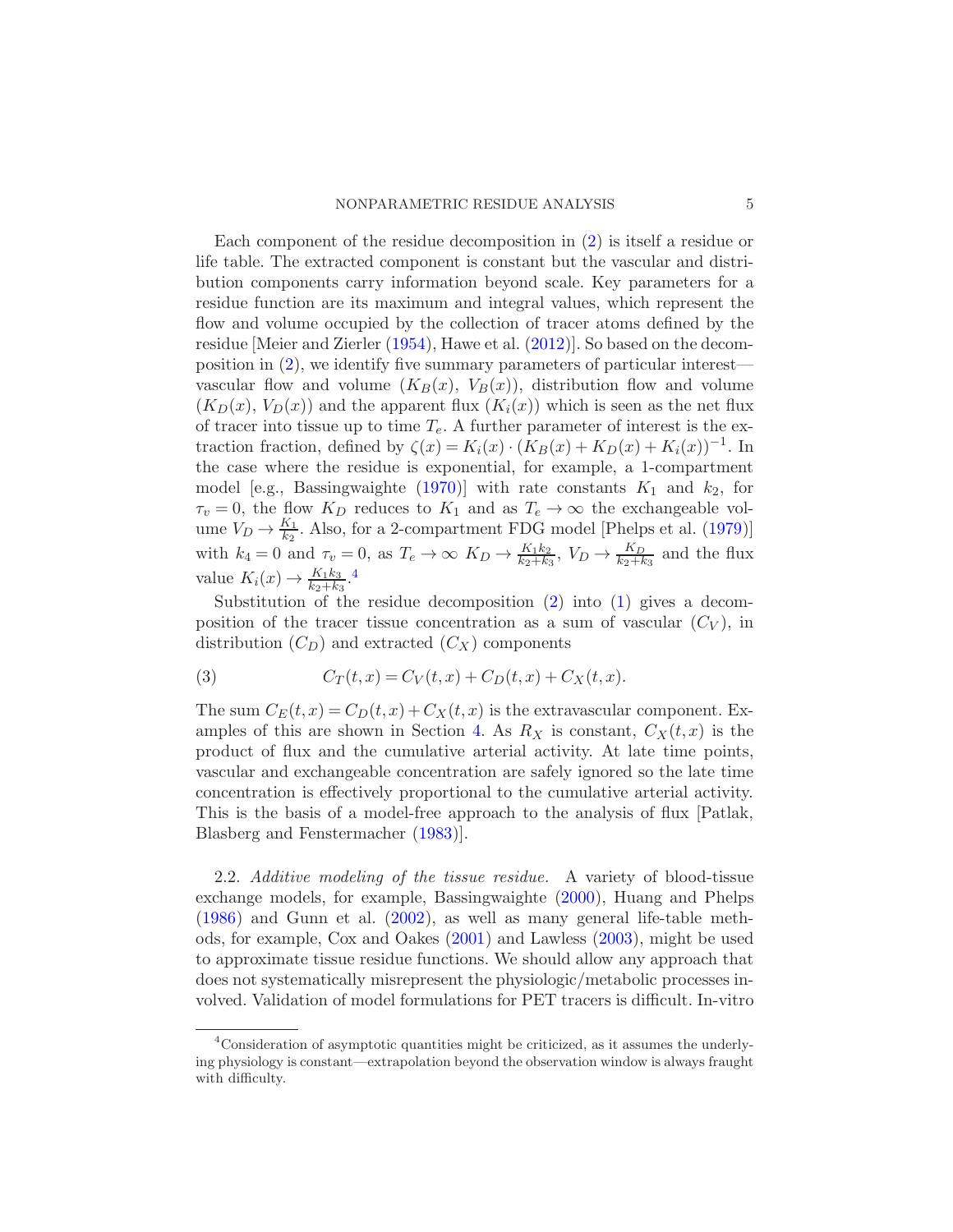Each component of the residue decomposition in (2) is itself a residue or life table. The extracted component is constant but the vascular and distribution components carry information beyond scale. Key parameters for a residue function are its maximum and integral values, which represent the flow and volume occupied by the collection of tracer atoms defined by the residue [Meier and Zierler (1954), Hawe et al. (2012)]. So based on the decomposition in (2), we identify five summary parameters of particular interest—vascular flow and volume ($K_B(x)$, $V_B(x)$), distribution flow and volume ($K_D(x)$, $V_D(x)$) and the apparent flux ($K_i(x)$) which is seen as the net flux of tracer into tissue up to time $T_e$. A further parameter of interest is the extraction fraction, defined by $\zeta(x) = K_i(x) \cdot (K_B(x) + K_D(x) + K_i(x))^{-1}$. In the case where the residue is exponential, for example, a 1-compartment model [e.g., Bassingwaighte (1970)] with rate constants $K_1$ and $k_2$, for $\tau_v = 0$, the flow $K_D$ reduces to $K_1$ and as $T_e \to \infty$ the exchangeable volume $V_D \to \frac{K_1}{k_2}$. Also, for a 2-compartment FDG model [Phelps et al. (1979)] with $k_4 = 0$ and $\tau_v = 0$, as $T_e \to \infty$ $K_D \to \frac{K_1 k_2}{k_2+k_3}$, $V_D \to \frac{K_D}{k_2+k_3}$ and the flux value $K_i(x) \to \frac{K_1 k_3}{k_2+k_3}$.[4]

Substitution of the residue decomposition (2) into (1) gives a decomposition of the tracer tissue concentration as a sum of vascular ($C_V$), in distribution ($C_D$) and extracted ($C_X$) components

$$C_T(t,x) = C_V(t,x) + C_D(t,x) + C_X(t,x). \tag{3}$$

The sum $C_E(t,x) = C_D(t,x) + C_X(t,x)$ is the extravascular component. Examples of this are shown in Section 4. As $R_X$ is constant, $C_X(t,x)$ is the product of flux and the cumulative arterial activity. At late time points, vascular and exchangeable concentration are safely ignored so the late time concentration is effectively proportional to the cumulative arterial activity. This is the basis of a model-free approach to the analysis of flux [Patlak, Blasberg and Fenstermacher (1983)].

2.2. *Additive modeling of the tissue residue.* A variety of blood-tissue exchange models, for example, Bassingwaighte (2000), Huang and Phelps (1986) and Gunn et al. (2002), as well as many general life-table methods, for example, Cox and Oakes (2001) and Lawless (2003), might be used to approximate tissue residue functions. We should allow any approach that does not systematically misrepresent the physiologic/metabolic processes involved. Validation of model formulations for PET tracers is difficult. In-vitro

[4] Consideration of asymptotic quantities might be criticized, as it assumes the underlying physiology is constant—extrapolation beyond the observation window is always fraught with difficulty.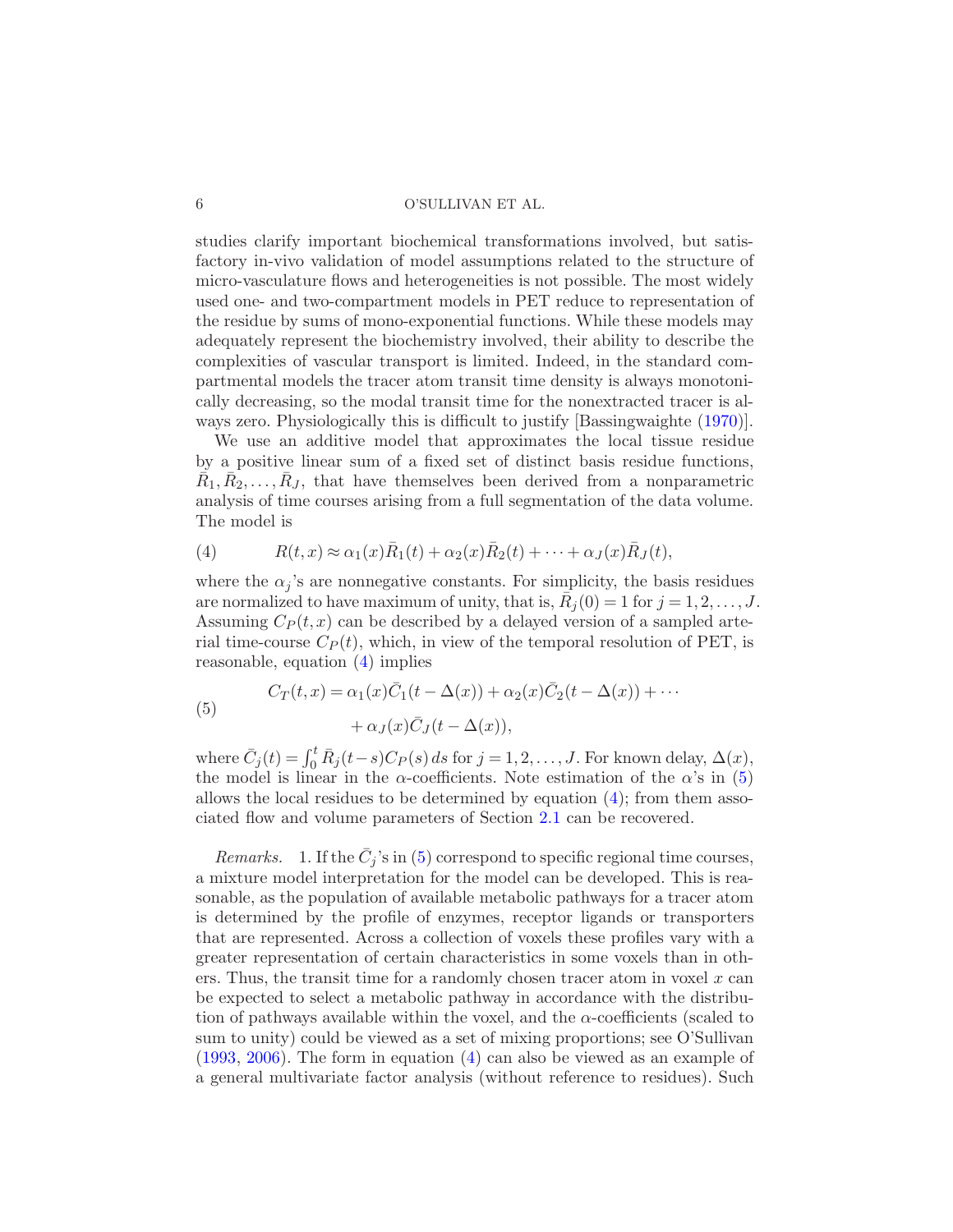studies clarify important biochemical transformations involved, but satisfactory in-vivo validation of model assumptions related to the structure of micro-vasculature flows and heterogeneities is not possible. The most widely used one- and two-compartment models in PET reduce to representation of the residue by sums of mono-exponential functions. While these models may adequately represent the biochemistry involved, their ability to describe the complexities of vascular transport is limited. Indeed, in the standard compartmental models the tracer atom transit time density is always monotonically decreasing, so the modal transit time for the nonextracted tracer is always zero. Physiologically this is difficult to justify [Bassingwaighte (1970)].

We use an additive model that approximates the local tissue residue by a positive linear sum of a fixed set of distinct basis residue functions, $\bar{R}_1, \bar{R}_2, \ldots, \bar{R}_J$, that have themselves been derived from a nonparametric analysis of time courses arising from a full segmentation of the data volume. The model is

$$R(t,x) \approx \alpha_1(x)\bar{R}_1(t) + \alpha_2(x)\bar{R}_2(t) + \cdots + \alpha_J(x)\bar{R}_J(t), \tag{4}$$

where the $\alpha_j$'s are nonnegative constants. For simplicity, the basis residues are normalized to have maximum of unity, that is, $\bar{R}_j(0) = 1$ for $j = 1, 2, \ldots, J$. Assuming $C_P(t,x)$ can be described by a delayed version of a sampled arterial time-course $C_P(t)$, which, in view of the temporal resolution of PET, is reasonable, equation (4) implies

$$\begin{aligned} C_T(t,x) = {} & \alpha_1(x)\bar{C}_1(t-\Delta(x)) + \alpha_2(x)\bar{C}_2(t-\Delta(x)) + \cdots \\ & + \alpha_J(x)\bar{C}_J(t-\Delta(x)), \end{aligned} \tag{5}$$

where $\bar{C}_j(t) = \int_0^t \bar{R}_j(t-s)C_P(s)\,ds$ for $j = 1, 2, \ldots, J$. For known delay, $\Delta(x)$, the model is linear in the $\alpha$-coefficients. Note estimation of the $\alpha$'s in (5) allows the local residues to be determined by equation (4); from them associated flow and volume parameters of Section 2.1 can be recovered.

*Remarks.* 1. If the $\bar{C}_j$'s in (5) correspond to specific regional time courses, a mixture model interpretation for the model can be developed. This is reasonable, as the population of available metabolic pathways for a tracer atom is determined by the profile of enzymes, receptor ligands or transporters that are represented. Across a collection of voxels these profiles vary with a greater representation of certain characteristics in some voxels than in others. Thus, the transit time for a randomly chosen tracer atom in voxel $x$ can be expected to select a metabolic pathway in accordance with the distribution of pathways available within the voxel, and the $\alpha$-coefficients (scaled to sum to unity) could be viewed as a set of mixing proportions; see O'Sullivan (1993, 2006). The form in equation (4) can also be viewed as an example of a general multivariate factor analysis (without reference to residues). Such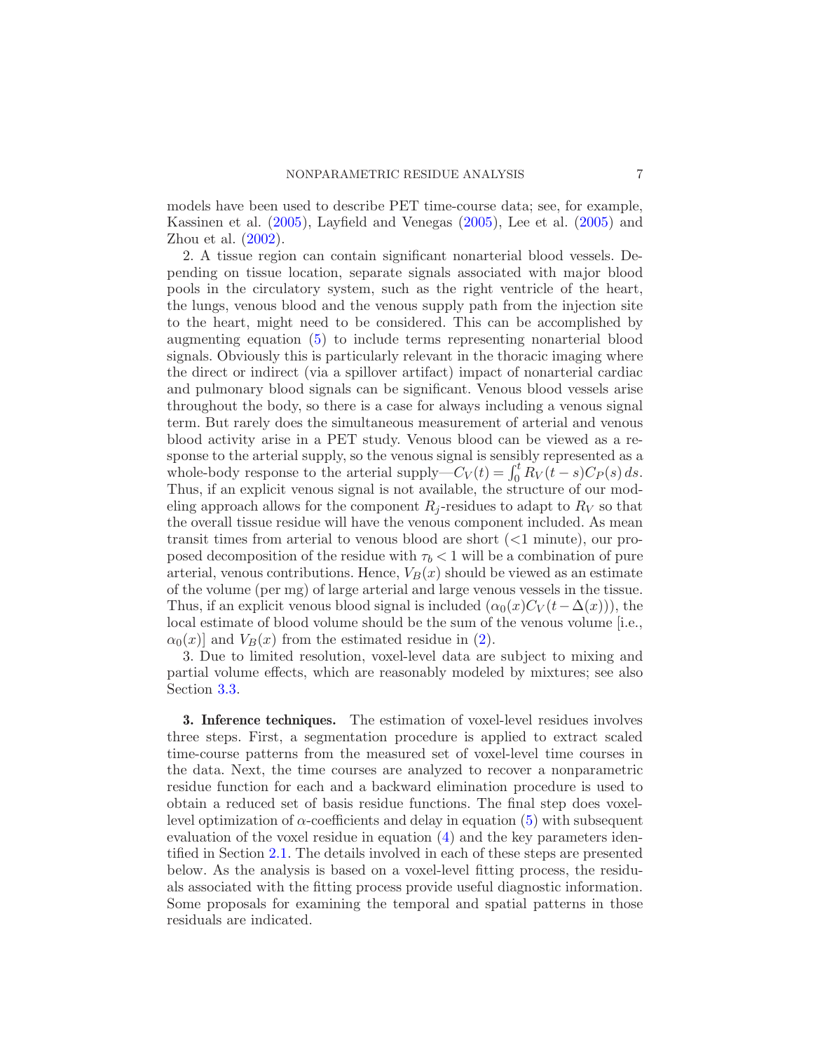models have been used to describe PET time-course data; see, for example, Kassinen et al. (2005), Layfield and Venegas (2005), Lee et al. (2005) and Zhou et al. (2002).

2. A tissue region can contain significant nonarterial blood vessels. Depending on tissue location, separate signals associated with major blood pools in the circulatory system, such as the right ventricle of the heart, the lungs, venous blood and the venous supply path from the injection site to the heart, might need to be considered. This can be accomplished by augmenting equation (5) to include terms representing nonarterial blood signals. Obviously this is particularly relevant in the thoracic imaging where the direct or indirect (via a spillover artifact) impact of nonarterial cardiac and pulmonary blood signals can be significant. Venous blood vessels arise throughout the body, so there is a case for always including a venous signal term. But rarely does the simultaneous measurement of arterial and venous blood activity arise in a PET study. Venous blood can be viewed as a response to the arterial supply, so the venous signal is sensibly represented as a whole-body response to the arterial supply—$C_V(t) = \int_0^t R_V(t-s)C_P(s)\,ds$. Thus, if an explicit venous signal is not available, the structure of our modeling approach allows for the component $R_j$-residues to adapt to $R_V$ so that the overall tissue residue will have the venous component included. As mean transit times from arterial to venous blood are short (<1 minute), our proposed decomposition of the residue with $\tau_b < 1$ will be a combination of pure arterial, venous contributions. Hence, $V_B(x)$ should be viewed as an estimate of the volume (per mg) of large arterial and large venous vessels in the tissue. Thus, if an explicit venous blood signal is included ($\alpha_0(x)C_V(t-\Delta(x))$), the local estimate of blood volume should be the sum of the venous volume [i.e., $\alpha_0(x)$] and $V_B(x)$ from the estimated residue in (2).

3. Due to limited resolution, voxel-level data are subject to mixing and partial volume effects, which are reasonably modeled by mixtures; see also Section 3.3.

## 3. Inference techniques.

The estimation of voxel-level residues involves three steps. First, a segmentation procedure is applied to extract scaled time-course patterns from the measured set of voxel-level time courses in the data. Next, the time courses are analyzed to recover a nonparametric residue function for each and a backward elimination procedure is used to obtain a reduced set of basis residue functions. The final step does voxel-level optimization of $\alpha$-coefficients and delay in equation (5) with subsequent evaluation of the voxel residue in equation (4) and the key parameters identified in Section 2.1. The details involved in each of these steps are presented below. As the analysis is based on a voxel-level fitting process, the residuals associated with the fitting process provide useful diagnostic information. Some proposals for examining the temporal and spatial patterns in those residuals are indicated.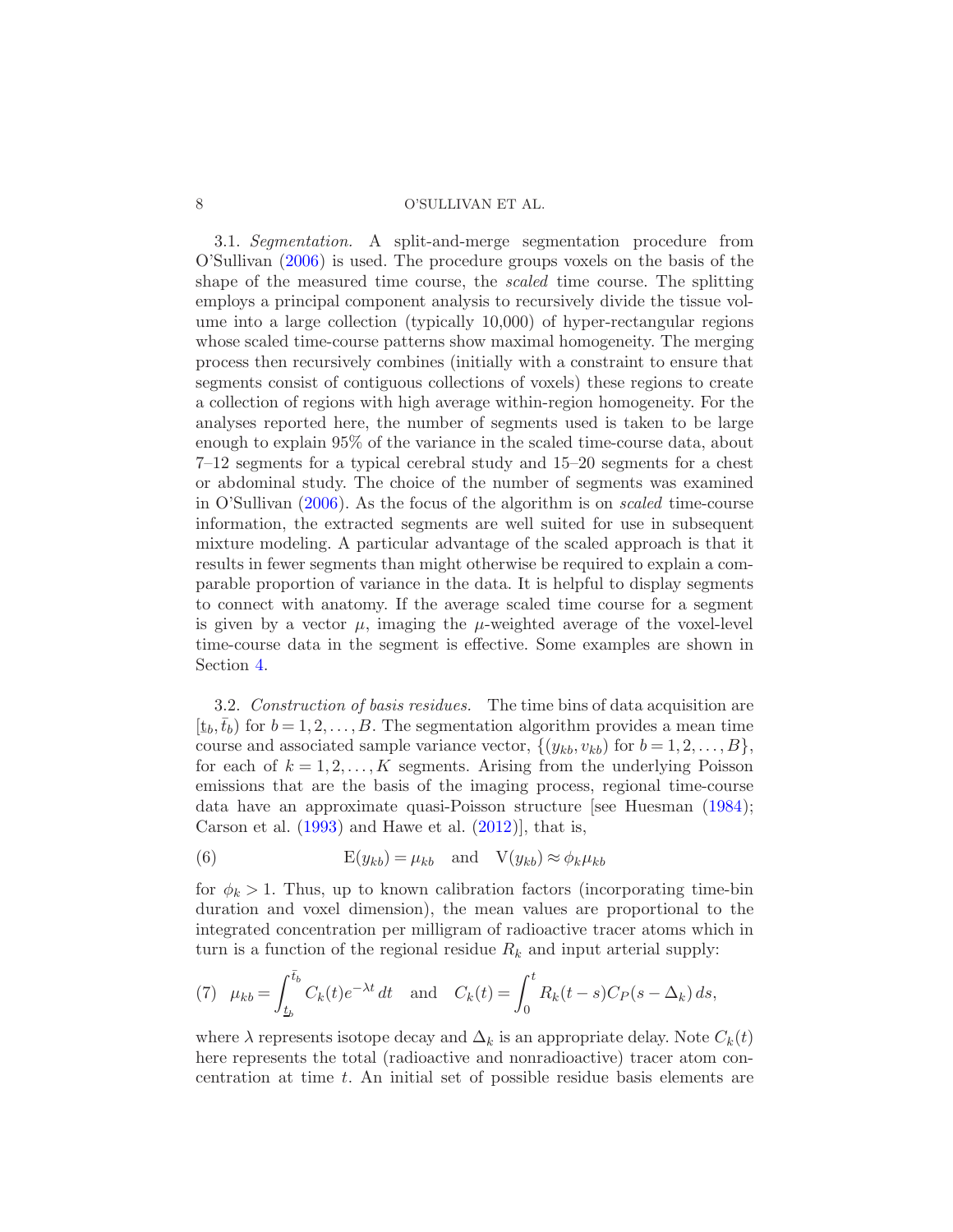3.1. *Segmentation.* A split-and-merge segmentation procedure from O'Sullivan (2006) is used. The procedure groups voxels on the basis of the shape of the measured time course, the *scaled* time course. The splitting employs a principal component analysis to recursively divide the tissue volume into a large collection (typically 10,000) of hyper-rectangular regions whose scaled time-course patterns show maximal homogeneity. The merging process then recursively combines (initially with a constraint to ensure that segments consist of contiguous collections of voxels) these regions to create a collection of regions with high average within-region homogeneity. For the analyses reported here, the number of segments used is taken to be large enough to explain 95% of the variance in the scaled time-course data, about 7–12 segments for a typical cerebral study and 15–20 segments for a chest or abdominal study. The choice of the number of segments was examined in O'Sullivan (2006). As the focus of the algorithm is on *scaled* time-course information, the extracted segments are well suited for use in subsequent mixture modeling. A particular advantage of the scaled approach is that it results in fewer segments than might otherwise be required to explain a comparable proportion of variance in the data. It is helpful to display segments to connect with anatomy. If the average scaled time course for a segment is given by a vector $\mu$, imaging the $\mu$-weighted average of the voxel-level time-course data in the segment is effective. Some examples are shown in Section 4.

3.2. *Construction of basis residues.* The time bins of data acquisition are $[\underline{t}_b, \bar{t}_b)$ for $b = 1, 2, \dots, B$. The segmentation algorithm provides a mean time course and associated sample variance vector, $\{(y_{kb}, v_{kb})$ for $b = 1, 2, \dots, B\}$, for each of $k = 1, 2, \dots, K$ segments. Arising from the underlying Poisson emissions that are the basis of the imaging process, regional time-course data have an approximate quasi-Poisson structure [see Huesman (1984); Carson et al. (1993) and Hawe et al. (2012)], that is,

$$\mathrm{E}(y_{kb}) = \mu_{kb} \quad \text{and} \quad \mathrm{V}(y_{kb}) \approx \phi_k \mu_{kb} \tag{6}$$

for $\phi_k > 1$. Thus, up to known calibration factors (incorporating time-bin duration and voxel dimension), the mean values are proportional to the integrated concentration per milligram of radioactive tracer atoms which in turn is a function of the regional residue $R_k$ and input arterial supply:

$$\mu_{kb} = \int_{\underline{t}_b}^{\bar{t}_b} C_k(t) e^{-\lambda t}\, dt \quad \text{and} \quad C_k(t) = \int_0^t R_k(t-s) C_P(s - \Delta_k)\, ds, \tag{7}$$

where $\lambda$ represents isotope decay and $\Delta_k$ is an appropriate delay. Note $C_k(t)$ here represents the total (radioactive and nonradioactive) tracer atom concentration at time $t$. An initial set of possible residue basis elements are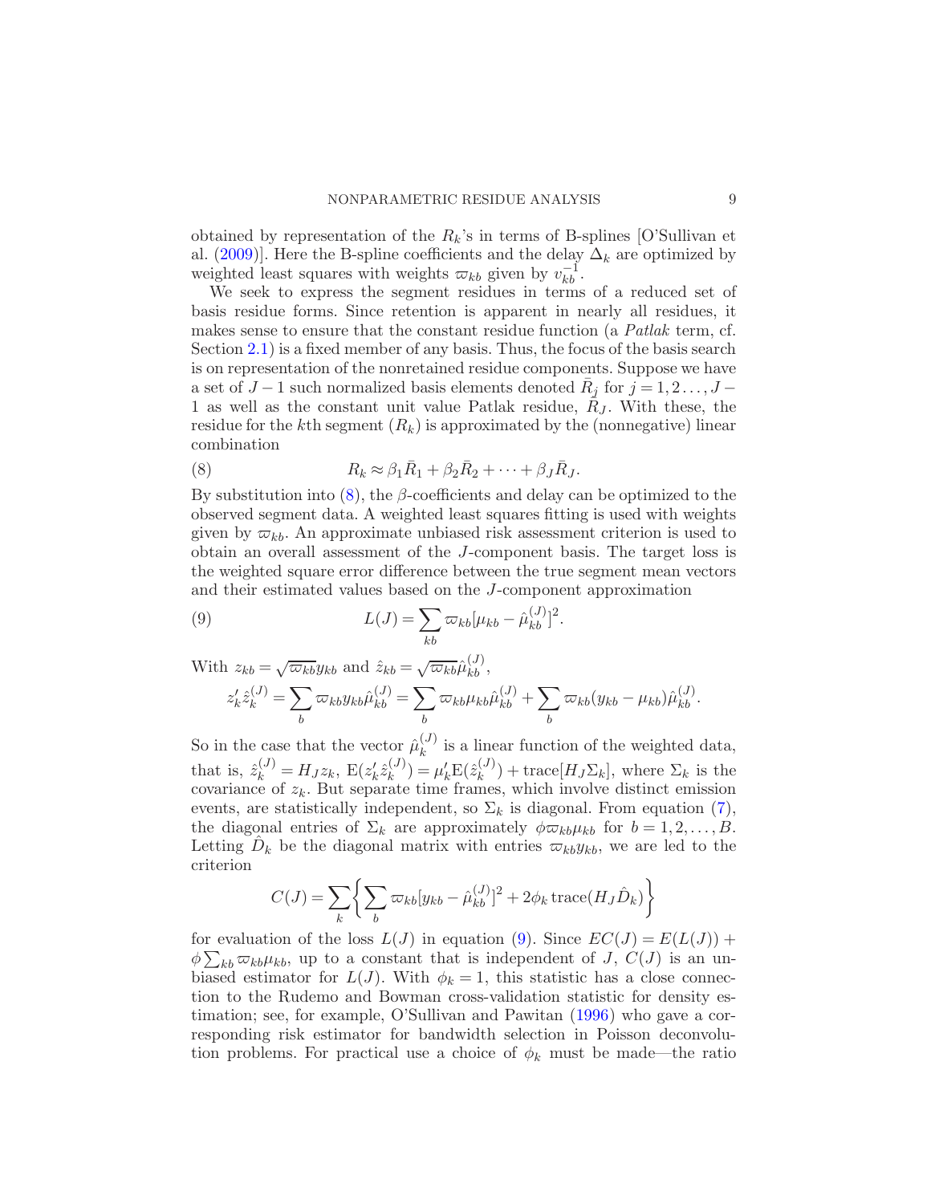obtained by representation of the $R_k$'s in terms of B-splines [O'Sullivan et al. (2009)]. Here the B-spline coefficients and the delay $\Delta_k$ are optimized by weighted least squares with weights $\varpi_{kb}$ given by $v_{kb}^{-1}$.

We seek to express the segment residues in terms of a reduced set of basis residue forms. Since retention is apparent in nearly all residues, it makes sense to ensure that the constant residue function (a *Patlak* term, cf. Section 2.1) is a fixed member of any basis. Thus, the focus of the basis search is on representation of the nonretained residue components. Suppose we have a set of $J-1$ such normalized basis elements denoted $\bar{R}_j$ for $j = 1, 2 \ldots, J-1$ as well as the constant unit value Patlak residue, $\bar{R}_J$. With these, the residue for the $k$th segment ($R_k$) is approximated by the (nonnegative) linear combination

$$R_k \approx \beta_1 \bar{R}_1 + \beta_2 \bar{R}_2 + \cdots + \beta_J \bar{R}_J. \tag{8}$$

By substitution into (8), the $\beta$-coefficients and delay can be optimized to the observed segment data. A weighted least squares fitting is used with weights given by $\varpi_{kb}$. An approximate unbiased risk assessment criterion is used to obtain an overall assessment of the $J$-component basis. The target loss is the weighted square error difference between the true segment mean vectors and their estimated values based on the $J$-component approximation

$$L(J) = \sum_{kb} \varpi_{kb} [\mu_{kb} - \hat{\mu}_{kb}^{(J)}]^2. \tag{9}$$

With $z_{kb} = \sqrt{\varpi_{kb}} y_{kb}$ and $\hat{z}_{kb} = \sqrt{\varpi_{kb}} \hat{\mu}_{kb}^{(J)}$,

$$z_k' \hat{z}_k^{(J)} = \sum_b \varpi_{kb} y_{kb} \hat{\mu}_{kb}^{(J)} = \sum_b \varpi_{kb} \mu_{kb} \hat{\mu}_{kb}^{(J)} + \sum_b \varpi_{kb} (y_{kb} - \mu_{kb}) \hat{\mu}_{kb}^{(J)}.$$

So in the case that the vector $\hat{\mu}_k^{(J)}$ is a linear function of the weighted data, that is, $\hat{z}_k^{(J)} = H_J z_k$, $\mathrm{E}(z_k' \hat{z}_k^{(J)}) = \mu_k' \mathrm{E}(\hat{z}_k^{(J)}) + \mathrm{trace}[H_J \Sigma_k]$, where $\Sigma_k$ is the covariance of $z_k$. But separate time frames, which involve distinct emission events, are statistically independent, so $\Sigma_k$ is diagonal. From equation (7), the diagonal entries of $\Sigma_k$ are approximately $\phi \varpi_{kb} \mu_{kb}$ for $b = 1, 2, \ldots, B$. Letting $\hat{D}_k$ be the diagonal matrix with entries $\varpi_{kb} y_{kb}$, we are led to the criterion

$$C(J) = \sum_k \left\{ \sum_b \varpi_{kb} [y_{kb} - \hat{\mu}_{kb}^{(J)}]^2 + 2\phi_k \,\mathrm{trace}(H_J \hat{D}_k) \right\}$$

for evaluation of the loss $L(J)$ in equation (9). Since $EC(J) = E(L(J)) + \phi \sum_{kb} \varpi_{kb} \mu_{kb}$, up to a constant that is independent of $J$, $C(J)$ is an unbiased estimator for $L(J)$. With $\phi_k = 1$, this statistic has a close connection to the Rudemo and Bowman cross-validation statistic for density estimation; see, for example, O'Sullivan and Pawitan (1996) who gave a corresponding risk estimator for bandwidth selection in Poisson deconvolution problems. For practical use a choice of $\phi_k$ must be made—the ratio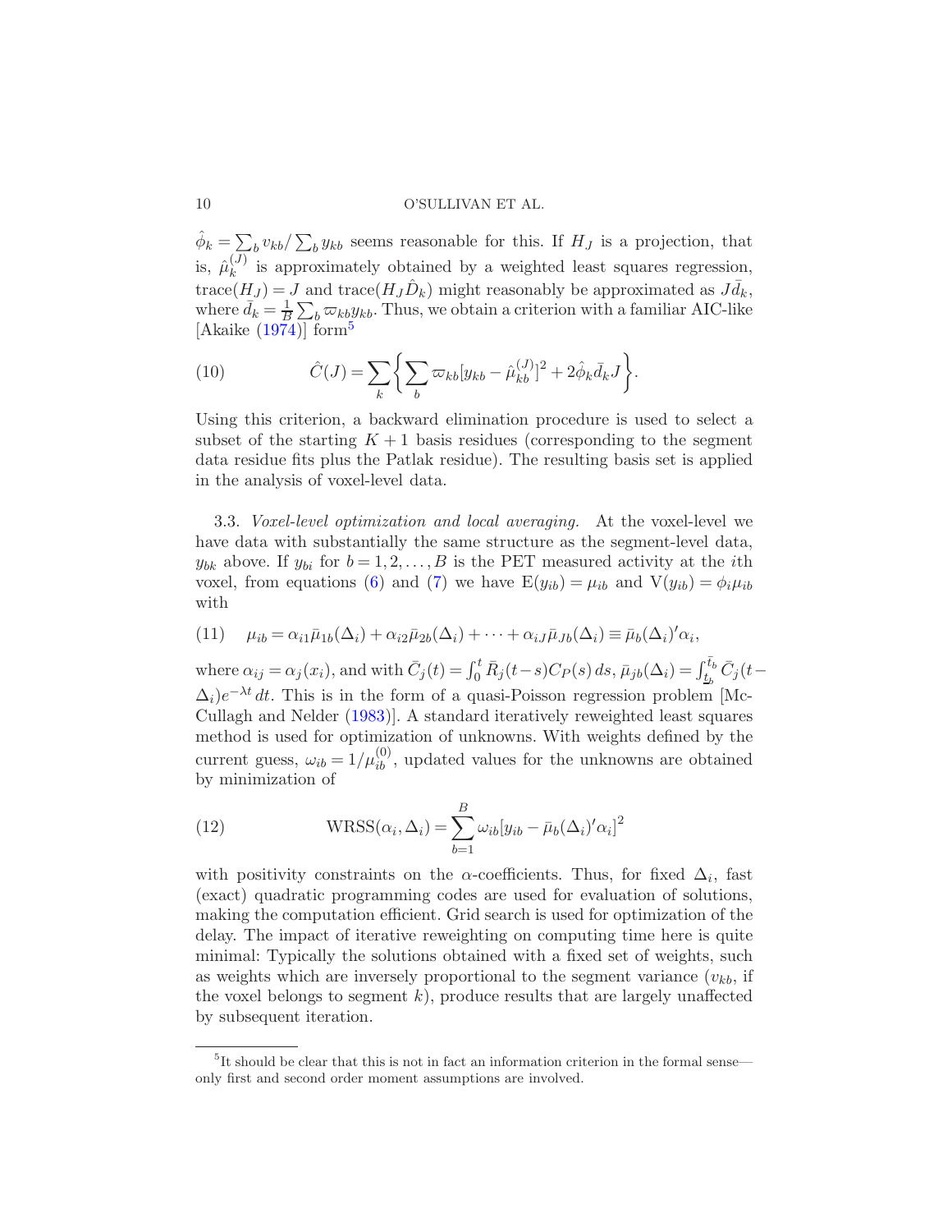$\hat{\phi}_k = \sum_b v_{kb} / \sum_b y_{kb}$ seems reasonable for this. If $H_J$ is a projection, that is, $\hat{\mu}_k^{(J)}$ is approximately obtained by a weighted least squares regression, $\text{trace}(H_J) = J$ and $\text{trace}(H_J \hat{D}_k)$ might reasonably be approximated as $J\bar{d}_k$, where $\bar{d}_k = \frac{1}{B}\sum_b \varpi_{kb} y_{kb}$. Thus, we obtain a criterion with a familiar AIC-like [Akaike (1974)] form[5]

$$\hat{C}(J) = \sum_k \left\{ \sum_b \varpi_{kb} [y_{kb} - \hat{\mu}_{kb}^{(J)}]^2 + 2\hat{\phi}_k \bar{d}_k J \right\}. \tag{10}$$

Using this criterion, a backward elimination procedure is used to select a subset of the starting $K+1$ basis residues (corresponding to the segment data residue fits plus the Patlak residue). The resulting basis set is applied in the analysis of voxel-level data.

3.3. *Voxel-level optimization and local averaging.* At the voxel-level we have data with substantially the same structure as the segment-level data, $y_{bk}$ above. If $y_{bi}$ for $b = 1, 2, \ldots, B$ is the PET measured activity at the $i$th voxel, from equations (6) and (7) we have $\mathrm{E}(y_{ib}) = \mu_{ib}$ and $\mathrm{V}(y_{ib}) = \phi_i \mu_{ib}$ with

$$\mu_{ib} = \alpha_{i1}\bar{\mu}_{1b}(\Delta_i) + \alpha_{i2}\bar{\mu}_{2b}(\Delta_i) + \cdots + \alpha_{iJ}\bar{\mu}_{Jb}(\Delta_i) \equiv \bar{\mu}_b(\Delta_i)'\alpha_i, \tag{11}$$

where $\alpha_{ij} = \alpha_j(x_i)$, and with $\bar{C}_j(t) = \int_0^t \bar{R}_j(t-s) C_P(s)\, ds$, $\bar{\mu}_{jb}(\Delta_i) = \int_{\underline{t}_b}^{\bar{t}_b} \bar{C}_j(t - \Delta_i) e^{-\lambda t}\, dt$. This is in the form of a quasi-Poisson regression problem [McCullagh and Nelder (1983)]. A standard iteratively reweighted least squares method is used for optimization of unknowns. With weights defined by the current guess, $\omega_{ib} = 1/\mu_{ib}^{(0)}$, updated values for the unknowns are obtained by minimization of

$$\mathrm{WRSS}(\alpha_i, \Delta_i) = \sum_{b=1}^{B} \omega_{ib} [y_{ib} - \bar{\mu}_b(\Delta_i)'\alpha_i]^2 \tag{12}$$

with positivity constraints on the $\alpha$-coefficients. Thus, for fixed $\Delta_i$, fast (exact) quadratic programming codes are used for evaluation of solutions, making the computation efficient. Grid search is used for optimization of the delay. The impact of iterative reweighting on computing time here is quite minimal: Typically the solutions obtained with a fixed set of weights, such as weights which are inversely proportional to the segment variance ($v_{kb}$, if the voxel belongs to segment $k$), produce results that are largely unaffected by subsequent iteration.

[5] It should be clear that this is not in fact an information criterion in the formal sense—only first and second order moment assumptions are involved.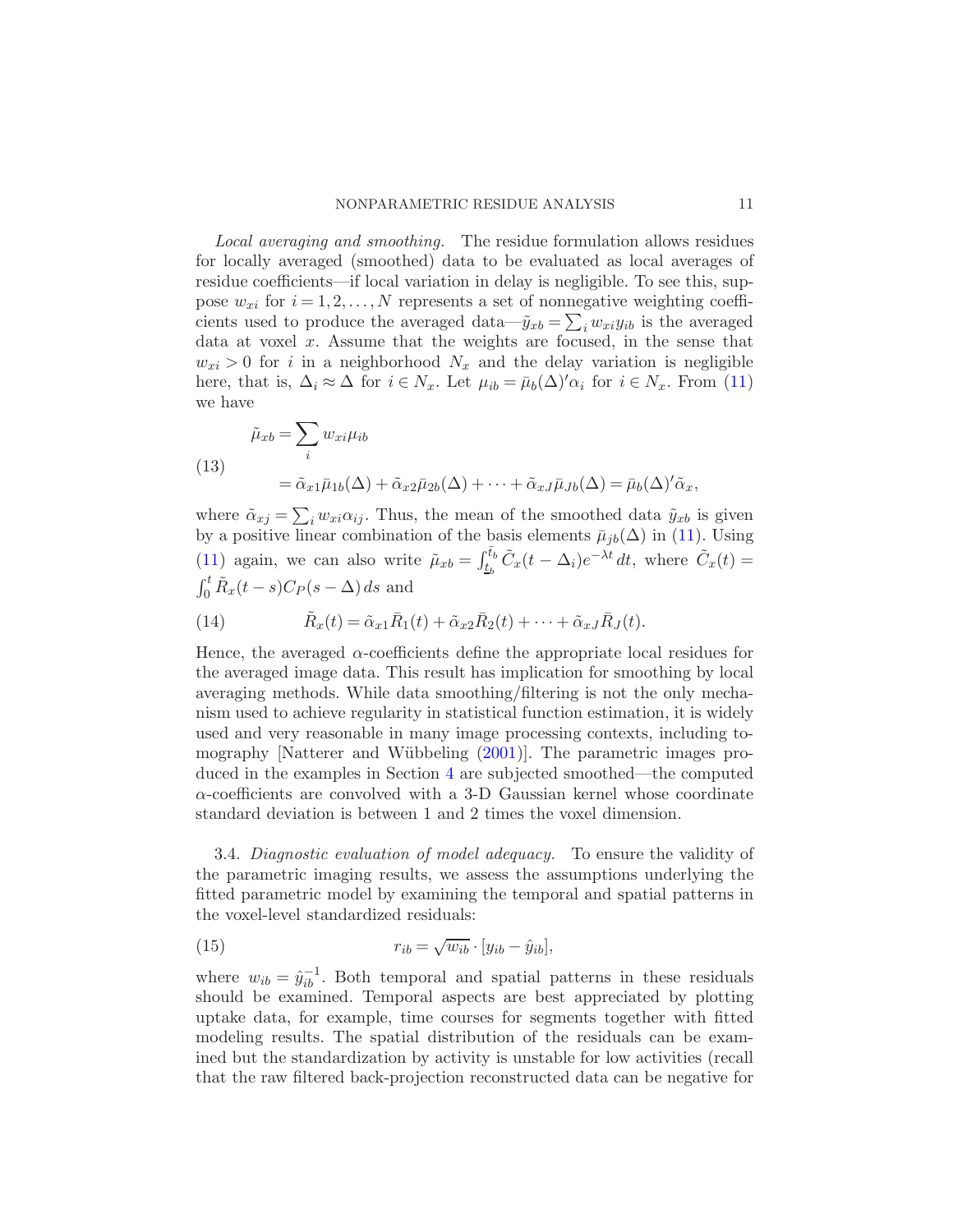*Local averaging and smoothing.* The residue formulation allows residues for locally averaged (smoothed) data to be evaluated as local averages of residue coefficients—if local variation in delay is negligible. To see this, suppose $w_{xi}$ for $i = 1, 2, \ldots, N$ represents a set of nonnegative weighting coefficients used to produce the averaged data—$\tilde{y}_{xb} = \sum_i w_{xi} y_{ib}$ is the averaged data at voxel $x$. Assume that the weights are focused, in the sense that $w_{xi} > 0$ for $i$ in a neighborhood $N_x$ and the delay variation is negligible here, that is, $\Delta_i \approx \Delta$ for $i \in N_x$. Let $\mu_{ib} = \bar{\mu}_b(\Delta)' \alpha_i$ for $i \in N_x$. From (11) we have

$$
\begin{aligned}
\tilde{\mu}_{xb} &= \sum_i w_{xi} \mu_{ib} \\
&= \tilde{\alpha}_{x1} \bar{\mu}_{1b}(\Delta) + \tilde{\alpha}_{x2} \bar{\mu}_{2b}(\Delta) + \cdots + \tilde{\alpha}_{xJ} \bar{\mu}_{Jb}(\Delta) = \bar{\mu}_b(\Delta)' \tilde{\alpha}_x,
\end{aligned}
\tag{13}
$$

where $\tilde{\alpha}_{xj} = \sum_i w_{xi} \alpha_{ij}$. Thus, the mean of the smoothed data $\tilde{y}_{xb}$ is given by a positive linear combination of the basis elements $\bar{\mu}_{jb}(\Delta)$ in (11). Using (11) again, we can also write $\tilde{\mu}_{xb} = \int_{\underline{t}_b}^{\bar{t}_b} \tilde{C}_x(t - \Delta_i) e^{-\lambda t}\, dt$, where $\tilde{C}_x(t) = \int_0^t \tilde{R}_x(t-s) C_P(s - \Delta)\, ds$ and

$$
\tilde{R}_x(t) = \tilde{\alpha}_{x1} \bar{R}_1(t) + \tilde{\alpha}_{x2} \bar{R}_2(t) + \cdots + \tilde{\alpha}_{xJ} \bar{R}_J(t).
\tag{14}
$$

Hence, the averaged $\alpha$-coefficients define the appropriate local residues for the averaged image data. This result has implication for smoothing by local averaging methods. While data smoothing/filtering is not the only mechanism used to achieve regularity in statistical function estimation, it is widely used and very reasonable in many image processing contexts, including tomography [Natterer and Wübbeling (2001)]. The parametric images produced in the examples in Section 4 are subjected smoothed—the computed $\alpha$-coefficients are convolved with a 3-D Gaussian kernel whose coordinate standard deviation is between 1 and 2 times the voxel dimension.

3.4. *Diagnostic evaluation of model adequacy.* To ensure the validity of the parametric imaging results, we assess the assumptions underlying the fitted parametric model by examining the temporal and spatial patterns in the voxel-level standardized residuals:

$$
r_{ib} = \sqrt{w_{ib}} \cdot [y_{ib} - \hat{y}_{ib}],
\tag{15}
$$

where $w_{ib} = \hat{y}_{ib}^{-1}$. Both temporal and spatial patterns in these residuals should be examined. Temporal aspects are best appreciated by plotting uptake data, for example, time courses for segments together with fitted modeling results. The spatial distribution of the residuals can be examined but the standardization by activity is unstable for low activities (recall that the raw filtered back-projection reconstructed data can be negative for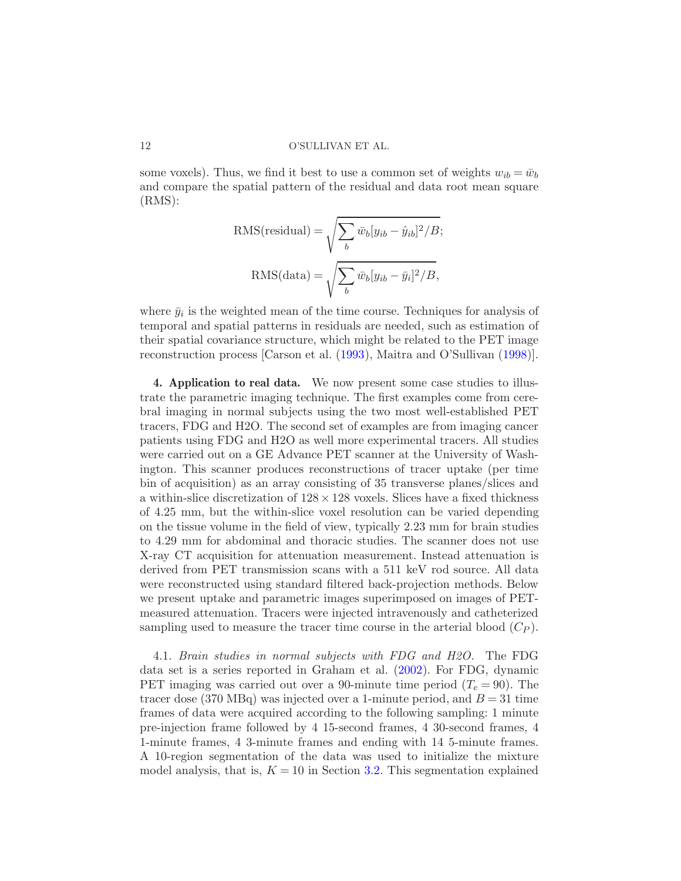some voxels). Thus, we find it best to use a common set of weights $w_{ib} = \bar{w}_b$ and compare the spatial pattern of the residual and data root mean square (RMS):

$$\mathrm{RMS(residual)} = \sqrt{\sum_b \bar{w}_b [y_{ib} - \hat{y}_{ib}]^2 / B};$$

$$\mathrm{RMS(data)} = \sqrt{\sum_b \bar{w}_b [y_{ib} - \bar{y}_i]^2 / B},$$

where $\bar{y}_i$ is the weighted mean of the time course. Techniques for analysis of temporal and spatial patterns in residuals are needed, such as estimation of their spatial covariance structure, which might be related to the PET image reconstruction process [Carson et al. (1993), Maitra and O'Sullivan (1998)].

## 4. Application to real data.

We now present some case studies to illustrate the parametric imaging technique. The first examples come from cerebral imaging in normal subjects using the two most well-established PET tracers, FDG and H2O. The second set of examples are from imaging cancer patients using FDG and H2O as well more experimental tracers. All studies were carried out on a GE Advance PET scanner at the University of Washington. This scanner produces reconstructions of tracer uptake (per time bin of acquisition) as an array consisting of 35 transverse planes/slices and a within-slice discretization of $128 \times 128$ voxels. Slices have a fixed thickness of 4.25 mm, but the within-slice voxel resolution can be varied depending on the tissue volume in the field of view, typically 2.23 mm for brain studies to 4.29 mm for abdominal and thoracic studies. The scanner does not use X-ray CT acquisition for attenuation measurement. Instead attenuation is derived from PET transmission scans with a 511 keV rod source. All data were reconstructed using standard filtered back-projection methods. Below we present uptake and parametric images superimposed on images of PET-measured attenuation. Tracers were injected intravenously and catheterized sampling used to measure the tracer time course in the arterial blood ($C_P$).

### 4.1. *Brain studies in normal subjects with FDG and H2O.*

The FDG data set is a series reported in Graham et al. (2002). For FDG, dynamic PET imaging was carried out over a 90-minute time period ($T_e = 90$). The tracer dose (370 MBq) was injected over a 1-minute period, and $B = 31$ time frames of data were acquired according to the following sampling: 1 minute pre-injection frame followed by 4 15-second frames, 4 30-second frames, 4 1-minute frames, 4 3-minute frames and ending with 14 5-minute frames. A 10-region segmentation of the data was used to initialize the mixture model analysis, that is, $K = 10$ in Section 3.2. This segmentation explained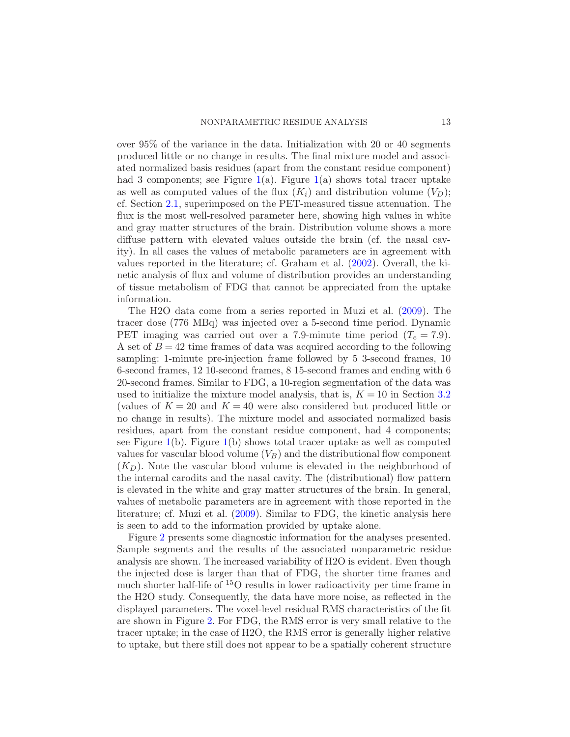over 95% of the variance in the data. Initialization with 20 or 40 segments produced little or no change in results. The final mixture model and associated normalized basis residues (apart from the constant residue component) had 3 components; see Figure 1(a). Figure 1(a) shows total tracer uptake as well as computed values of the flux ($K_i$) and distribution volume ($V_D$); cf. Section 2.1, superimposed on the PET-measured tissue attenuation. The flux is the most well-resolved parameter here, showing high values in white and gray matter structures of the brain. Distribution volume shows a more diffuse pattern with elevated values outside the brain (cf. the nasal cavity). In all cases the values of metabolic parameters are in agreement with values reported in the literature; cf. Graham et al. (2002). Overall, the kinetic analysis of flux and volume of distribution provides an understanding of tissue metabolism of FDG that cannot be appreciated from the uptake information.

The H2O data come from a series reported in Muzi et al. (2009). The tracer dose (776 MBq) was injected over a 5-second time period. Dynamic PET imaging was carried out over a 7.9-minute time period ($T_e = 7.9$). A set of $B = 42$ time frames of data was acquired according to the following sampling: 1-minute pre-injection frame followed by 5 3-second frames, 10 6-second frames, 12 10-second frames, 8 15-second frames and ending with 6 20-second frames. Similar to FDG, a 10-region segmentation of the data was used to initialize the mixture model analysis, that is, $K = 10$ in Section 3.2 (values of $K = 20$ and $K = 40$ were also considered but produced little or no change in results). The mixture model and associated normalized basis residues, apart from the constant residue component, had 4 components; see Figure 1(b). Figure 1(b) shows total tracer uptake as well as computed values for vascular blood volume ($V_B$) and the distributional flow component ($K_D$). Note the vascular blood volume is elevated in the neighborhood of the internal carodits and the nasal cavity. The (distributional) flow pattern is elevated in the white and gray matter structures of the brain. In general, values of metabolic parameters are in agreement with those reported in the literature; cf. Muzi et al. (2009). Similar to FDG, the kinetic analysis here is seen to add to the information provided by uptake alone.

Figure 2 presents some diagnostic information for the analyses presented. Sample segments and the results of the associated nonparametric residue analysis are shown. The increased variability of H2O is evident. Even though the injected dose is larger than that of FDG, the shorter time frames and much shorter half-life of $^{15}$O results in lower radioactivity per time frame in the H2O study. Consequently, the data have more noise, as reflected in the displayed parameters. The voxel-level residual RMS characteristics of the fit are shown in Figure 2. For FDG, the RMS error is very small relative to the tracer uptake; in the case of H2O, the RMS error is generally higher relative to uptake, but there still does not appear to be a spatially coherent structure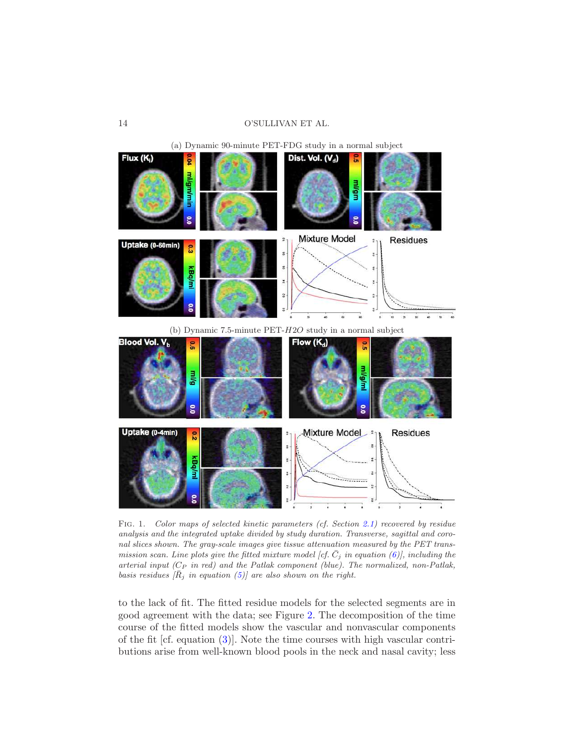(a) Dynamic 90-minute PET-FDG study in a normal subject

(b) Dynamic 7.5-minute PET-$H2O$ study in a normal subject

Fig. 1. *Color maps of selected kinetic parameters (cf. Section 2.1) recovered by residue analysis and the integrated uptake divided by study duration. Transverse, sagittal and coronal slices shown. The gray-scale images give tissue attenuation measured by the PET transmission scan. Line plots give the fitted mixture model [cf. $\bar{C}_j$ in equation (6)], including the arterial input ($C_P$ in red) and the Patlak component (blue). The normalized, non-Patlak, basis residues [$\bar{R}_j$ in equation (5)] are also shown on the right.*

to the lack of fit. The fitted residue models for the selected segments are in good agreement with the data; see Figure 2. The decomposition of the time course of the fitted models show the vascular and nonvascular components of the fit [cf. equation (3)]. Note the time courses with high vascular contributions arise from well-known blood pools in the neck and nasal cavity; less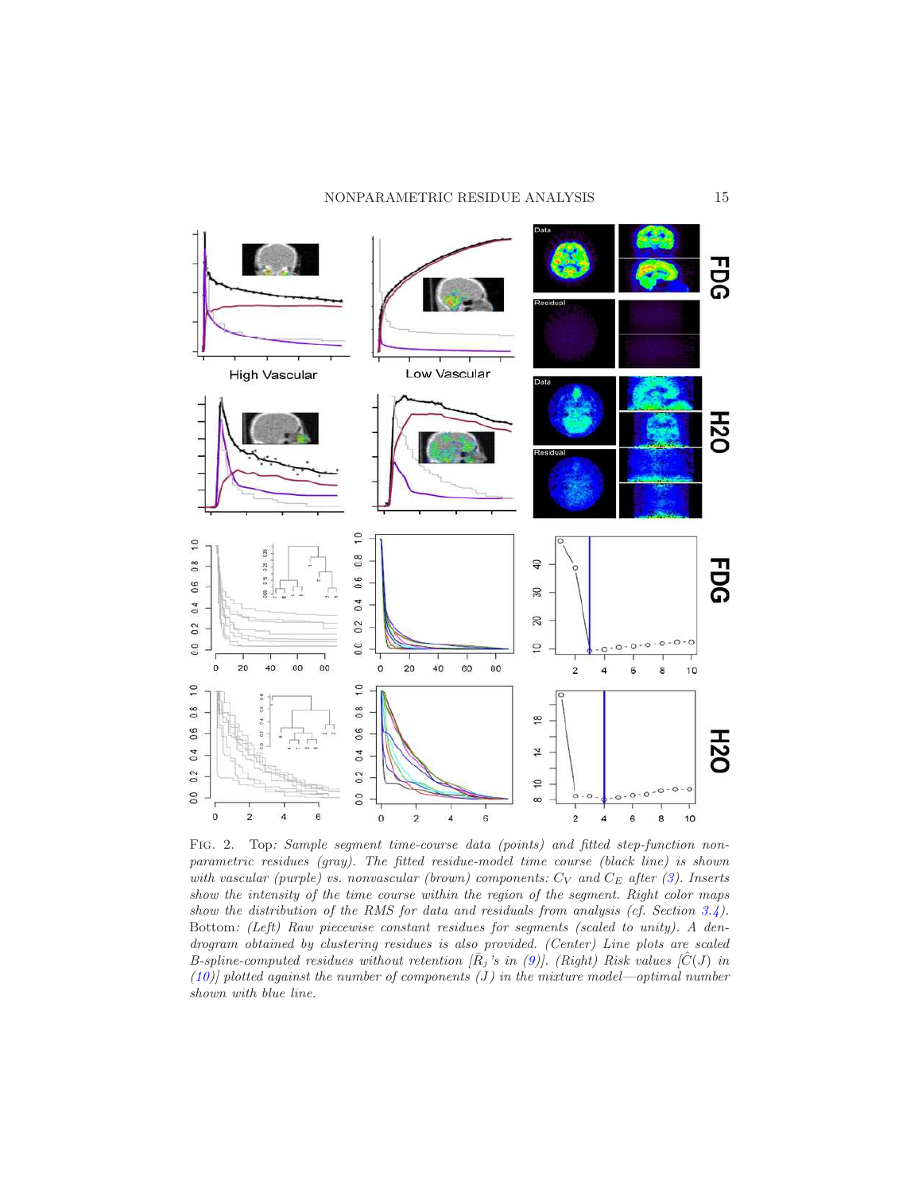Fig. 2. Top*: Sample segment time-course data (points) and fitted step-function nonparametric residues (gray). The fitted residue-model time course (black line) is shown with vascular (purple) vs. nonvascular (brown) components:* $C_V$ *and* $C_E$ *after (3). Inserts show the intensity of the time course within the region of the segment. Right color maps show the distribution of the RMS for data and residuals from analysis (cf. Section 3.4).* Bottom*: (Left) Raw piecewise constant residues for segments (scaled to unity). A dendrogram obtained by clustering residues is also provided. (Center) Line plots are scaled B-spline-computed residues without retention [*$\tilde{R}_j$*'s in (9)]. (Right) Risk values [*$\hat{C}(J)$ *in (10)] plotted against the number of components (*$J$*) in the mixture model—optimal number shown with blue line.*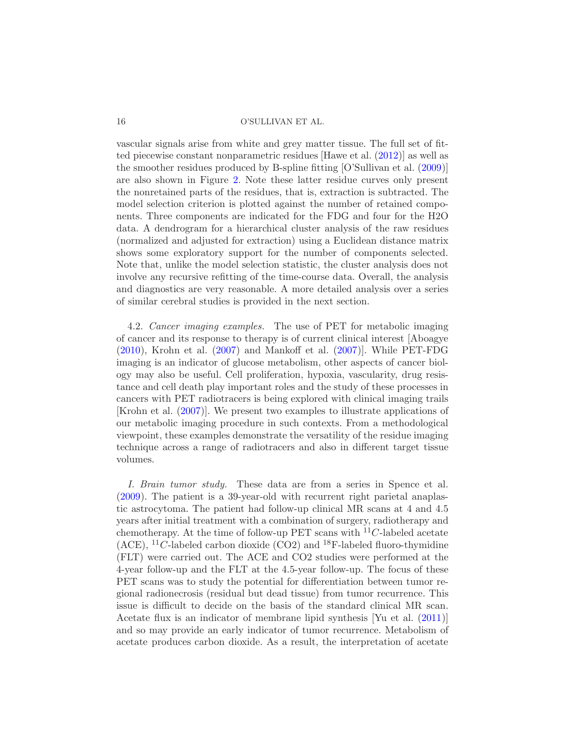vascular signals arise from white and grey matter tissue. The full set of fitted piecewise constant nonparametric residues [Hawe et al. (2012)] as well as the smoother residues produced by B-spline fitting [O'Sullivan et al. (2009)] are also shown in Figure 2. Note these latter residue curves only present the nonretained parts of the residues, that is, extraction is subtracted. The model selection criterion is plotted against the number of retained components. Three components are indicated for the FDG and four for the H2O data. A dendrogram for a hierarchical cluster analysis of the raw residues (normalized and adjusted for extraction) using a Euclidean distance matrix shows some exploratory support for the number of components selected. Note that, unlike the model selection statistic, the cluster analysis does not involve any recursive refitting of the time-course data. Overall, the analysis and diagnostics are very reasonable. A more detailed analysis over a series of similar cerebral studies is provided in the next section.

4.2. *Cancer imaging examples.* The use of PET for metabolic imaging of cancer and its response to therapy is of current clinical interest [Aboagye (2010), Krohn et al. (2007) and Mankoff et al. (2007)]. While PET-FDG imaging is an indicator of glucose metabolism, other aspects of cancer biology may also be useful. Cell proliferation, hypoxia, vascularity, drug resistance and cell death play important roles and the study of these processes in cancers with PET radiotracers is being explored with clinical imaging trails [Krohn et al. (2007)]. We present two examples to illustrate applications of our metabolic imaging procedure in such contexts. From a methodological viewpoint, these examples demonstrate the versatility of the residue imaging technique across a range of radiotracers and also in different target tissue volumes.

*I. Brain tumor study.* These data are from a series in Spence et al. (2009). The patient is a 39-year-old with recurrent right parietal anaplastic astrocytoma. The patient had follow-up clinical MR scans at 4 and 4.5 years after initial treatment with a combination of surgery, radiotherapy and chemotherapy. At the time of follow-up PET scans with $^{11}C$-labeled acetate (ACE), $^{11}C$-labeled carbon dioxide (CO2) and $^{18}$F-labeled fluoro-thymidine (FLT) were carried out. The ACE and CO2 studies were performed at the 4-year follow-up and the FLT at the 4.5-year follow-up. The focus of these PET scans was to study the potential for differentiation between tumor regional radionecrosis (residual but dead tissue) from tumor recurrence. This issue is difficult to decide on the basis of the standard clinical MR scan. Acetate flux is an indicator of membrane lipid synthesis [Yu et al. (2011)] and so may provide an early indicator of tumor recurrence. Metabolism of acetate produces carbon dioxide. As a result, the interpretation of acetate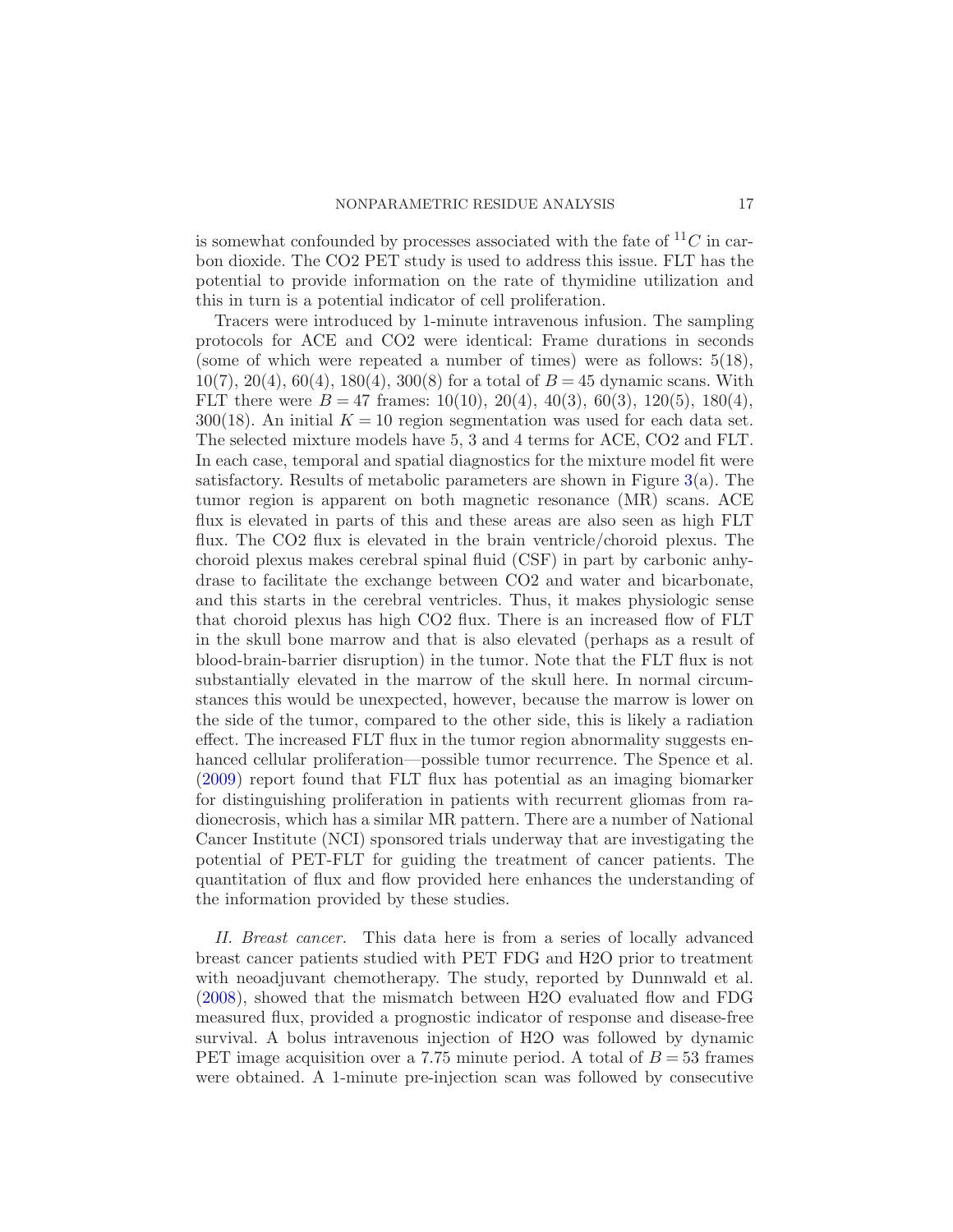is somewhat confounded by processes associated with the fate of $^{11}C$ in carbon dioxide. The CO2 PET study is used to address this issue. FLT has the potential to provide information on the rate of thymidine utilization and this in turn is a potential indicator of cell proliferation.

Tracers were introduced by 1-minute intravenous infusion. The sampling protocols for ACE and CO2 were identical: Frame durations in seconds (some of which were repeated a number of times) were as follows: 5(18), 10(7), 20(4), 60(4), 180(4), 300(8) for a total of $B = 45$ dynamic scans. With FLT there were $B = 47$ frames: 10(10), 20(4), 40(3), 60(3), 120(5), 180(4), 300(18). An initial $K = 10$ region segmentation was used for each data set. The selected mixture models have 5, 3 and 4 terms for ACE, CO2 and FLT. In each case, temporal and spatial diagnostics for the mixture model fit were satisfactory. Results of metabolic parameters are shown in Figure 3(a). The tumor region is apparent on both magnetic resonance (MR) scans. ACE flux is elevated in parts of this and these areas are also seen as high FLT flux. The CO2 flux is elevated in the brain ventricle/choroid plexus. The choroid plexus makes cerebral spinal fluid (CSF) in part by carbonic anhydrase to facilitate the exchange between CO2 and water and bicarbonate, and this starts in the cerebral ventricles. Thus, it makes physiologic sense that choroid plexus has high CO2 flux. There is an increased flow of FLT in the skull bone marrow and that is also elevated (perhaps as a result of blood-brain-barrier disruption) in the tumor. Note that the FLT flux is not substantially elevated in the marrow of the skull here. In normal circumstances this would be unexpected, however, because the marrow is lower on the side of the tumor, compared to the other side, this is likely a radiation effect. The increased FLT flux in the tumor region abnormality suggests enhanced cellular proliferation—possible tumor recurrence. The Spence et al. (2009) report found that FLT flux has potential as an imaging biomarker for distinguishing proliferation in patients with recurrent gliomas from radionecrosis, which has a similar MR pattern. There are a number of National Cancer Institute (NCI) sponsored trials underway that are investigating the potential of PET-FLT for guiding the treatment of cancer patients. The quantitation of flux and flow provided here enhances the understanding of the information provided by these studies.

*II. Breast cancer.* This data here is from a series of locally advanced breast cancer patients studied with PET FDG and H2O prior to treatment with neoadjuvant chemotherapy. The study, reported by Dunnwald et al. (2008), showed that the mismatch between H2O evaluated flow and FDG measured flux, provided a prognostic indicator of response and disease-free survival. A bolus intravenous injection of H2O was followed by dynamic PET image acquisition over a 7.75 minute period. A total of $B = 53$ frames were obtained. A 1-minute pre-injection scan was followed by consecutive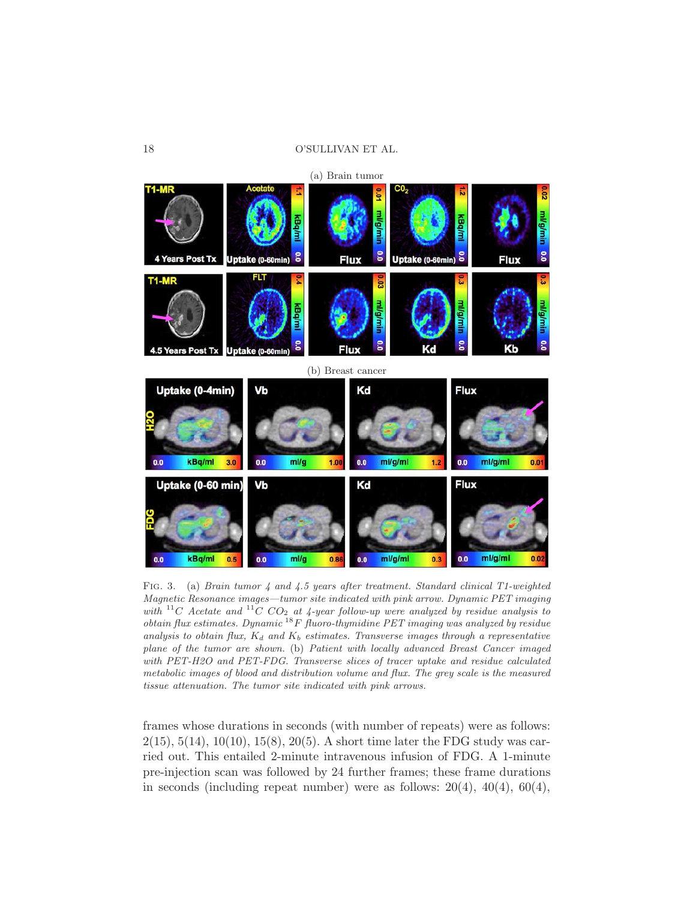FIG. 3. (a) *Brain tumor 4 and 4.5 years after treatment. Standard clinical T1-weighted Magnetic Resonance images—tumor site indicated with pink arrow. Dynamic PET imaging with* $^{11}C$ *Acetate and* $^{11}C$ $CO_2$ *at 4-year follow-up were analyzed by residue analysis to obtain flux estimates. Dynamic* $^{18}F$ *fluoro-thymidine PET imaging was analyzed by residue analysis to obtain flux,* $K_d$ *and* $K_b$ *estimates. Transverse images through a representative plane of the tumor are shown.* (b) *Patient with locally advanced Breast Cancer imaged with PET-H2O and PET-FDG. Transverse slices of tracer uptake and residue calculated metabolic images of blood and distribution volume and flux. The grey scale is the measured tissue attenuation. The tumor site indicated with pink arrows.*

frames whose durations in seconds (with number of repeats) were as follows: 2(15), 5(14), 10(10), 15(8), 20(5). A short time later the FDG study was carried out. This entailed 2-minute intravenous infusion of FDG. A 1-minute pre-injection scan was followed by 24 further frames; these frame durations in seconds (including repeat number) were as follows: 20(4), 40(4), 60(4),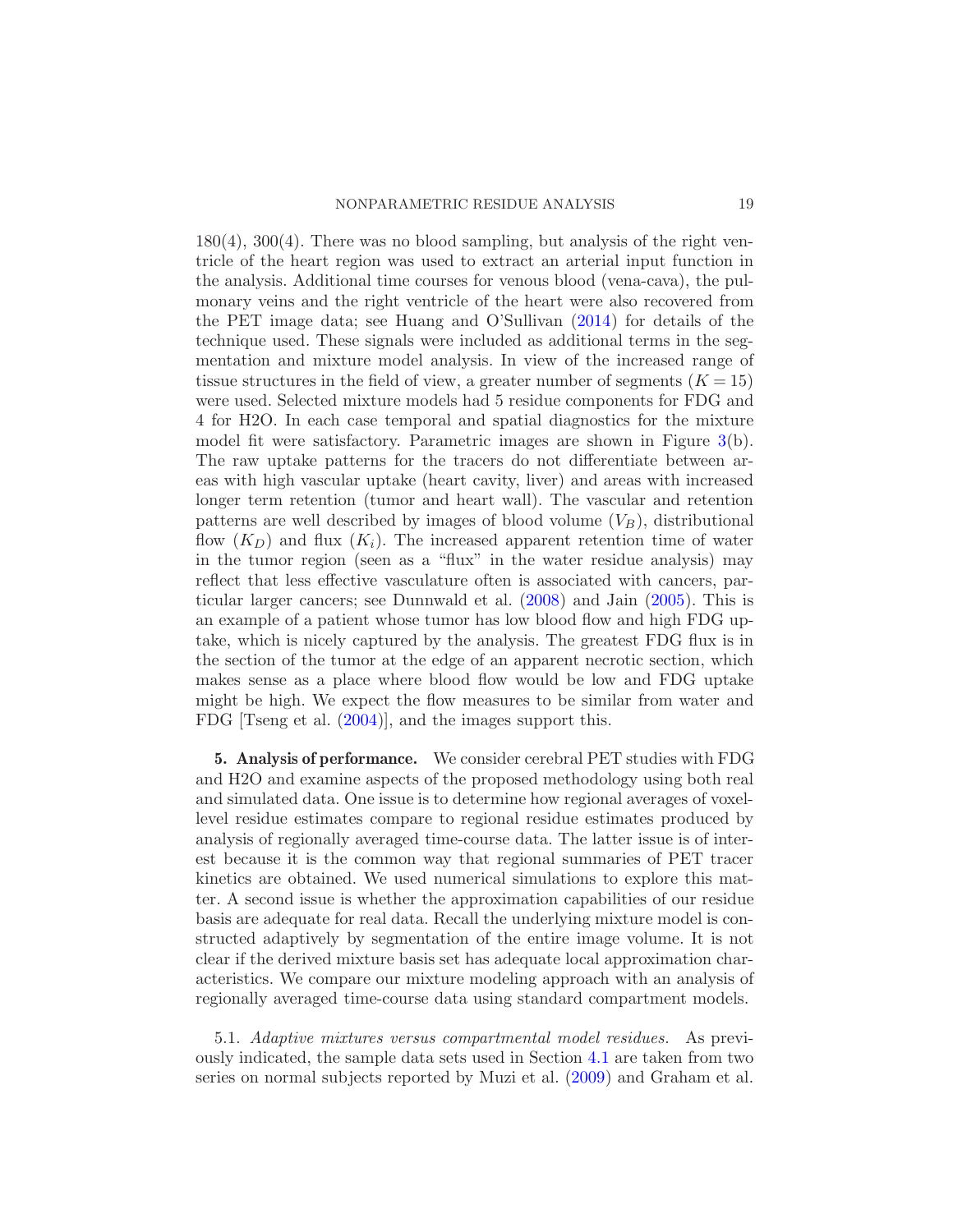180(4), 300(4). There was no blood sampling, but analysis of the right ventricle of the heart region was used to extract an arterial input function in the analysis. Additional time courses for venous blood (vena-cava), the pulmonary veins and the right ventricle of the heart were also recovered from the PET image data; see Huang and O'Sullivan (2014) for details of the technique used. These signals were included as additional terms in the segmentation and mixture model analysis. In view of the increased range of tissue structures in the field of view, a greater number of segments ($K = 15$) were used. Selected mixture models had 5 residue components for FDG and 4 for H2O. In each case temporal and spatial diagnostics for the mixture model fit were satisfactory. Parametric images are shown in Figure 3(b). The raw uptake patterns for the tracers do not differentiate between areas with high vascular uptake (heart cavity, liver) and areas with increased longer term retention (tumor and heart wall). The vascular and retention patterns are well described by images of blood volume ($V_B$), distributional flow ($K_D$) and flux ($K_i$). The increased apparent retention time of water in the tumor region (seen as a "flux" in the water residue analysis) may reflect that less effective vasculature often is associated with cancers, particular larger cancers; see Dunnwald et al. (2008) and Jain (2005). This is an example of a patient whose tumor has low blood flow and high FDG uptake, which is nicely captured by the analysis. The greatest FDG flux is in the section of the tumor at the edge of an apparent necrotic section, which makes sense as a place where blood flow would be low and FDG uptake might be high. We expect the flow measures to be similar from water and FDG [Tseng et al. (2004)], and the images support this.

## 5. Analysis of performance.

We consider cerebral PET studies with FDG and H2O and examine aspects of the proposed methodology using both real and simulated data. One issue is to determine how regional averages of voxel-level residue estimates compare to regional residue estimates produced by analysis of regionally averaged time-course data. The latter issue is of interest because it is the common way that regional summaries of PET tracer kinetics are obtained. We used numerical simulations to explore this matter. A second issue is whether the approximation capabilities of our residue basis are adequate for real data. Recall the underlying mixture model is constructed adaptively by segmentation of the entire image volume. It is not clear if the derived mixture basis set has adequate local approximation characteristics. We compare our mixture modeling approach with an analysis of regionally averaged time-course data using standard compartment models.

### 5.1. *Adaptive mixtures versus compartmental model residues.*

As previously indicated, the sample data sets used in Section 4.1 are taken from two series on normal subjects reported by Muzi et al. (2009) and Graham et al.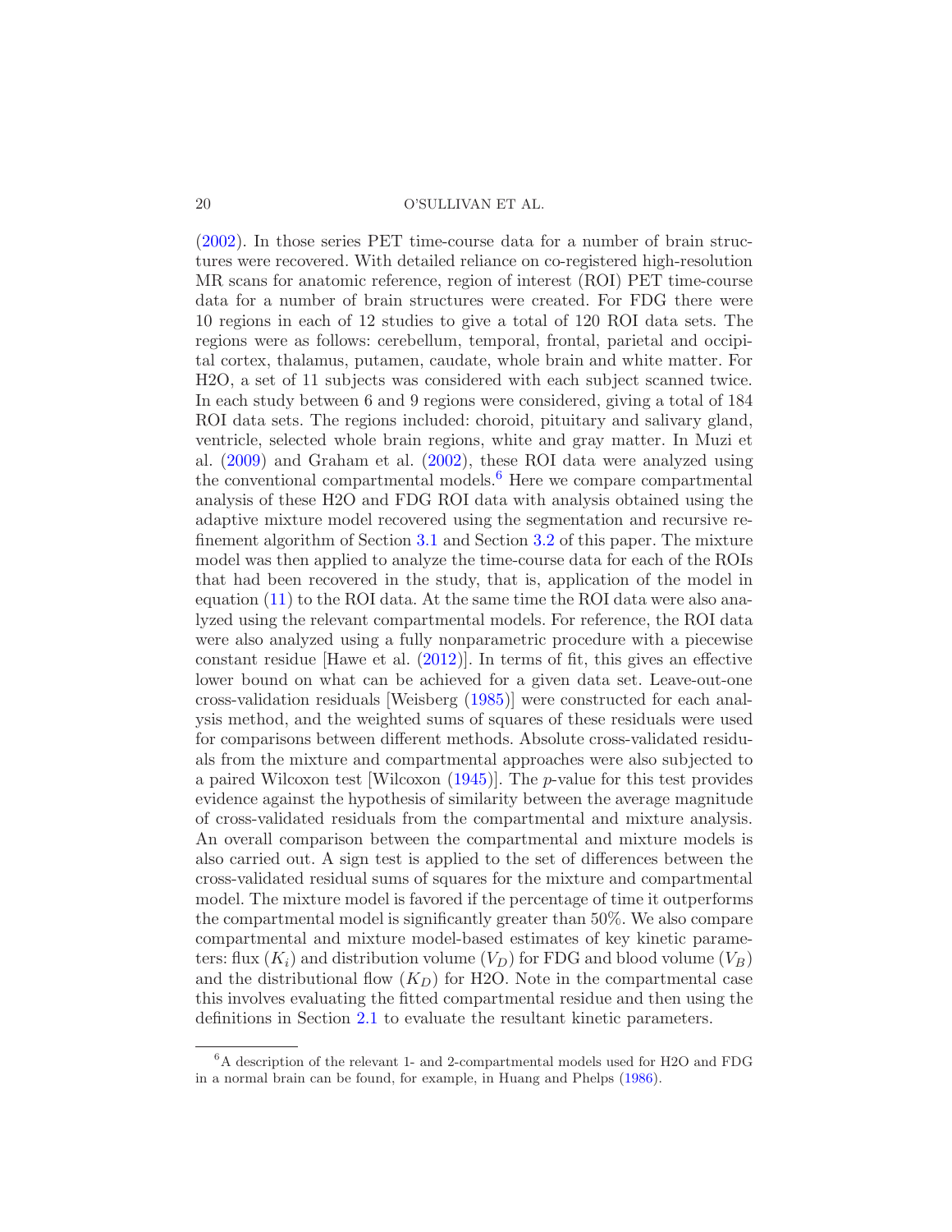(2002). In those series PET time-course data for a number of brain structures were recovered. With detailed reliance on co-registered high-resolution MR scans for anatomic reference, region of interest (ROI) PET time-course data for a number of brain structures were created. For FDG there were 10 regions in each of 12 studies to give a total of 120 ROI data sets. The regions were as follows: cerebellum, temporal, frontal, parietal and occipital cortex, thalamus, putamen, caudate, whole brain and white matter. For H2O, a set of 11 subjects was considered with each subject scanned twice. In each study between 6 and 9 regions were considered, giving a total of 184 ROI data sets. The regions included: choroid, pituitary and salivary gland, ventricle, selected whole brain regions, white and gray matter. In Muzi et al. (2009) and Graham et al. (2002), these ROI data were analyzed using the conventional compartmental models.[6] Here we compare compartmental analysis of these H2O and FDG ROI data with analysis obtained using the adaptive mixture model recovered using the segmentation and recursive refinement algorithm of Section 3.1 and Section 3.2 of this paper. The mixture model was then applied to analyze the time-course data for each of the ROIs that had been recovered in the study, that is, application of the model in equation (11) to the ROI data. At the same time the ROI data were also analyzed using the relevant compartmental models. For reference, the ROI data were also analyzed using a fully nonparametric procedure with a piecewise constant residue [Hawe et al. (2012)]. In terms of fit, this gives an effective lower bound on what can be achieved for a given data set. Leave-out-one cross-validation residuals [Weisberg (1985)] were constructed for each analysis method, and the weighted sums of squares of these residuals were used for comparisons between different methods. Absolute cross-validated residuals from the mixture and compartmental approaches were also subjected to a paired Wilcoxon test [Wilcoxon (1945)]. The $p$-value for this test provides evidence against the hypothesis of similarity between the average magnitude of cross-validated residuals from the compartmental and mixture analysis. An overall comparison between the compartmental and mixture models is also carried out. A sign test is applied to the set of differences between the cross-validated residual sums of squares for the mixture and compartmental model. The mixture model is favored if the percentage of time it outperforms the compartmental model is significantly greater than 50%. We also compare compartmental and mixture model-based estimates of key kinetic parameters: flux ($K_i$) and distribution volume ($V_D$) for FDG and blood volume ($V_B$) and the distributional flow ($K_D$) for H2O. Note in the compartmental case this involves evaluating the fitted compartmental residue and then using the definitions in Section 2.1 to evaluate the resultant kinetic parameters.

[6] A description of the relevant 1- and 2-compartmental models used for H2O and FDG in a normal brain can be found, for example, in Huang and Phelps (1986).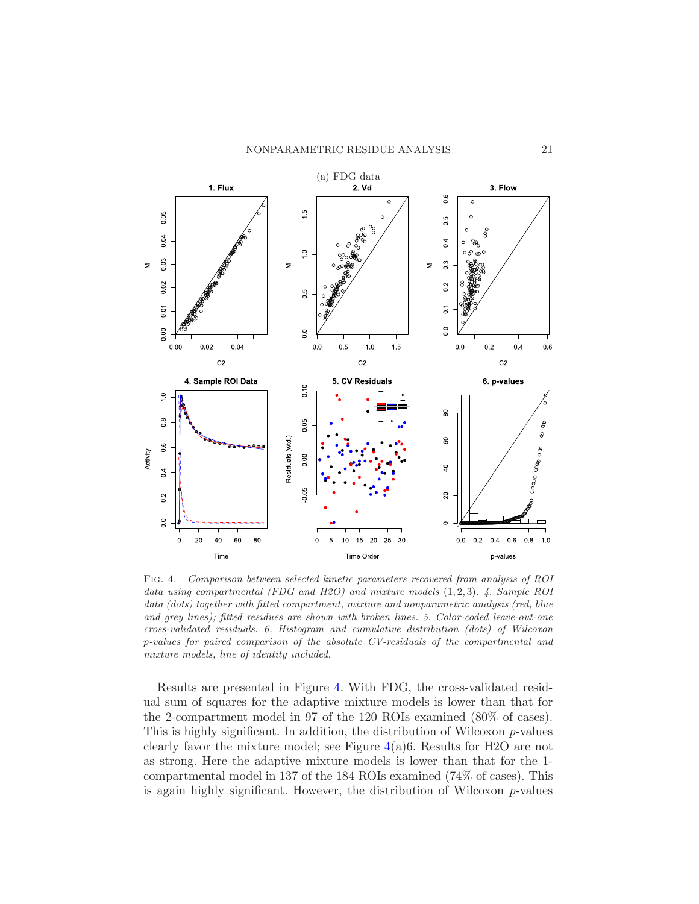(a) FDG data

Fig. 4. *Comparison between selected kinetic parameters recovered from analysis of ROI data using compartmental (FDG and H2O) and mixture models* (1, 2, 3)*. 4. Sample ROI data (dots) together with fitted compartment, mixture and nonparametric analysis (red, blue and grey lines); fitted residues are shown with broken lines. 5. Color-coded leave-out-one cross-validated residuals. 6. Histogram and cumulative distribution (dots) of Wilcoxon p-values for paired comparison of the absolute CV-residuals of the compartmental and mixture models, line of identity included.*

Results are presented in Figure 4. With FDG, the cross-validated residual sum of squares for the adaptive mixture models is lower than that for the 2-compartment model in 97 of the 120 ROIs examined (80% of cases). This is highly significant. In addition, the distribution of Wilcoxon $p$-values clearly favor the mixture model; see Figure 4(a)6. Results for H2O are not as strong. Here the adaptive mixture models is lower than that for the 1-compartmental model in 137 of the 184 ROIs examined (74% of cases). This is again highly significant. However, the distribution of Wilcoxon $p$-values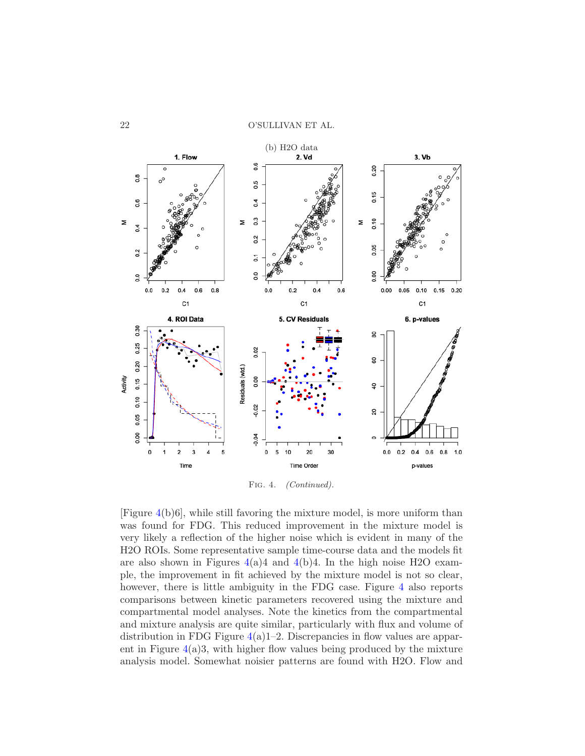(b) H2O data

Fig. 4. *(Continued).*

[Figure 4(b)6], while still favoring the mixture model, is more uniform than was found for FDG. This reduced improvement in the mixture model is very likely a reflection of the higher noise which is evident in many of the H2O ROIs. Some representative sample time-course data and the models fit are also shown in Figures 4(a)4 and 4(b)4. In the high noise H2O example, the improvement in fit achieved by the mixture model is not so clear, however, there is little ambiguity in the FDG case. Figure 4 also reports comparisons between kinetic parameters recovered using the mixture and compartmental model analyses. Note the kinetics from the compartmental and mixture analysis are quite similar, particularly with flux and volume of distribution in FDG Figure 4(a)1–2. Discrepancies in flow values are apparent in Figure 4(a)3, with higher flow values being produced by the mixture analysis model. Somewhat noisier patterns are found with H2O. Flow and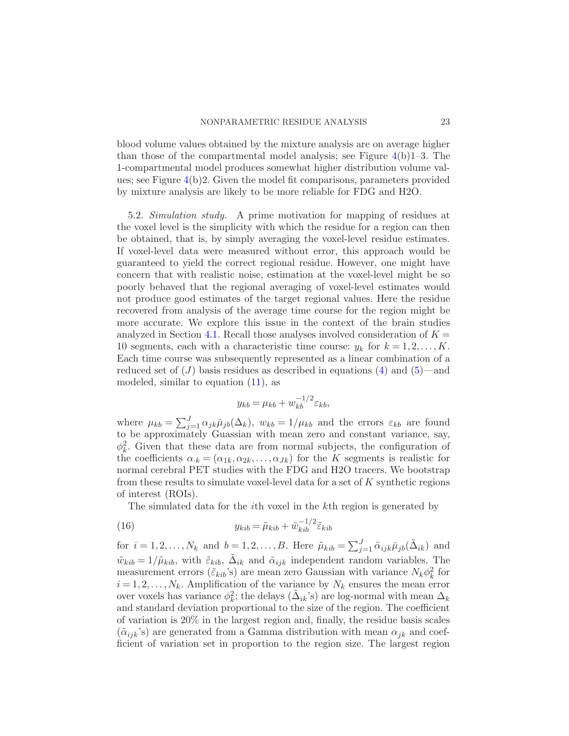blood volume values obtained by the mixture analysis are on average higher than those of the compartmental model analysis; see Figure 4(b)1–3. The 1-compartmental model produces somewhat higher distribution volume values; see Figure 4(b)2. Given the model fit comparisons, parameters provided by mixture analysis are likely to be more reliable for FDG and H2O.

5.2. *Simulation study.* A prime motivation for mapping of residues at the voxel level is the simplicity with which the residue for a region can then be obtained, that is, by simply averaging the voxel-level residue estimates. If voxel-level data were measured without error, this approach would be guaranteed to yield the correct regional residue. However, one might have concern that with realistic noise, estimation at the voxel-level might be so poorly behaved that the regional averaging of voxel-level estimates would not produce good estimates of the target regional values. Here the residue recovered from analysis of the average time course for the region might be more accurate. We explore this issue in the context of the brain studies analyzed in Section 4.1. Recall those analyses involved consideration of $K = 10$ segments, each with a characteristic time course: $y_k$ for $k = 1, 2, \ldots, K$. Each time course was subsequently represented as a linear combination of a reduced set of $(J)$ basis residues as described in equations (4) and (5)—and modeled, similar to equation (11), as

$$y_{kb} = \mu_{kb} + w_{kb}^{-1/2} \varepsilon_{kb},$$

where $\mu_{kb} = \sum_{j=1}^{J} \alpha_{jk} \bar{\mu}_{jb}(\Delta_k)$, $w_{kb} = 1/\mu_{kb}$ and the errors $\varepsilon_{kb}$ are found to be approximately Guassian with mean zero and constant variance, say, $\phi_k^2$. Given that these data are from normal subjects, the configuration of the coefficients $\alpha_{\cdot k} = (\alpha_{1k}, \alpha_{2k}, \ldots, \alpha_{Jk})$ for the $K$ segments is realistic for normal cerebral PET studies with the FDG and H2O tracers. We bootstrap from these results to simulate voxel-level data for a set of $K$ synthetic regions of interest (ROIs).

The simulated data for the $i$th voxel in the $k$th region is generated by

$$y_{kib} = \tilde{\mu}_{kib} + \tilde{w}_{kib}^{-1/2} \tilde{\varepsilon}_{kib} \tag{16}$$

for $i = 1, 2, \ldots, N_k$ and $b = 1, 2, \ldots, B$. Here $\tilde{\mu}_{kib} = \sum_{j=1}^{J} \tilde{\alpha}_{ijk} \bar{\mu}_{jb}(\tilde{\Delta}_{ik})$ and $\tilde{w}_{kib} = 1/\tilde{\mu}_{kib}$, with $\tilde{\varepsilon}_{kib}$, $\tilde{\Delta}_{ik}$ and $\tilde{\alpha}_{ijk}$ independent random variables. The measurement errors ($\tilde{\varepsilon}_{kib}$'s) are mean zero Gaussian with variance $N_k \phi_k^2$ for $i = 1, 2, \ldots, N_k$. Amplification of the variance by $N_k$ ensures the mean error over voxels has variance $\phi_k^2$; the delays ($\tilde{\Delta}_{ik}$'s) are log-normal with mean $\Delta_k$ and standard deviation proportional to the size of the region. The coefficient of variation is 20% in the largest region and, finally, the residue basis scales ($\tilde{\alpha}_{ijk}$'s) are generated from a Gamma distribution with mean $\alpha_{jk}$ and coefficient of variation set in proportion to the region size. The largest region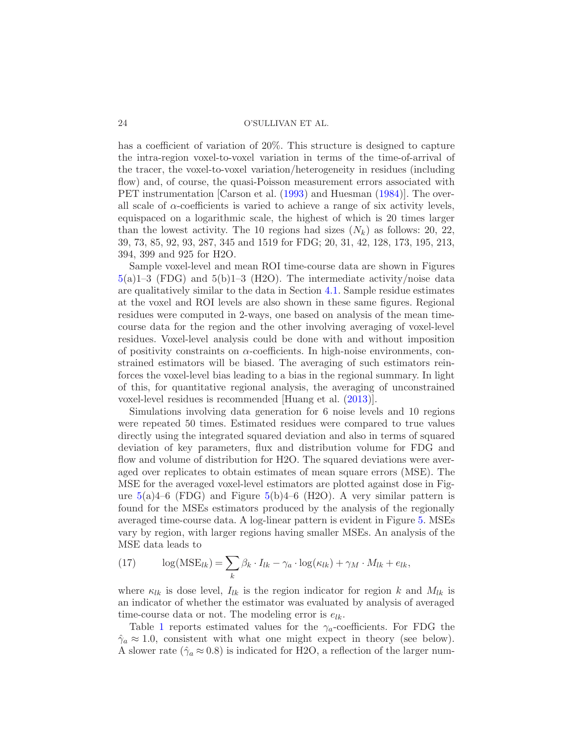has a coefficient of variation of 20%. This structure is designed to capture the intra-region voxel-to-voxel variation in terms of the time-of-arrival of the tracer, the voxel-to-voxel variation/heterogeneity in residues (including flow) and, of course, the quasi-Poisson measurement errors associated with PET instrumentation [Carson et al. (1993) and Huesman (1984)]. The overall scale of $\alpha$-coefficients is varied to achieve a range of six activity levels, equispaced on a logarithmic scale, the highest of which is 20 times larger than the lowest activity. The 10 regions had sizes ($N_k$) as follows: 20, 22, 39, 73, 85, 92, 93, 287, 345 and 1519 for FDG; 20, 31, 42, 128, 173, 195, 213, 394, 399 and 925 for H2O.

Sample voxel-level and mean ROI time-course data are shown in Figures 5(a)1–3 (FDG) and 5(b)1–3 (H2O). The intermediate activity/noise data are qualitatively similar to the data in Section 4.1. Sample residue estimates at the voxel and ROI levels are also shown in these same figures. Regional residues were computed in 2-ways, one based on analysis of the mean time-course data for the region and the other involving averaging of voxel-level residues. Voxel-level analysis could be done with and without imposition of positivity constraints on $\alpha$-coefficients. In high-noise environments, constrained estimators will be biased. The averaging of such estimators reinforces the voxel-level bias leading to a bias in the regional summary. In light of this, for quantitative regional analysis, the averaging of unconstrained voxel-level residues is recommended [Huang et al. (2013)].

Simulations involving data generation for 6 noise levels and 10 regions were repeated 50 times. Estimated residues were compared to true values directly using the integrated squared deviation and also in terms of squared deviation of key parameters, flux and distribution volume for FDG and flow and volume of distribution for H2O. The squared deviations were averaged over replicates to obtain estimates of mean square errors (MSE). The MSE for the averaged voxel-level estimators are plotted against dose in Figure 5(a)4–6 (FDG) and Figure 5(b)4–6 (H2O). A very similar pattern is found for the MSEs estimators produced by the analysis of the regionally averaged time-course data. A log-linear pattern is evident in Figure 5. MSEs vary by region, with larger regions having smaller MSEs. An analysis of the MSE data leads to

$$\log(\mathrm{MSE}_{lk}) = \sum_k \beta_k \cdot I_{lk} - \gamma_a \cdot \log(\kappa_{lk}) + \gamma_M \cdot M_{lk} + e_{lk}, \tag{17}$$

where $\kappa_{lk}$ is dose level, $I_{lk}$ is the region indicator for region $k$ and $M_{lk}$ is an indicator of whether the estimator was evaluated by analysis of averaged time-course data or not. The modeling error is $e_{lk}$.

Table 1 reports estimated values for the $\gamma_a$-coefficients. For FDG the $\hat{\gamma}_a \approx 1.0$, consistent with what one might expect in theory (see below). A slower rate ($\hat{\gamma}_a \approx 0.8$) is indicated for H2O, a reflection of the larger num-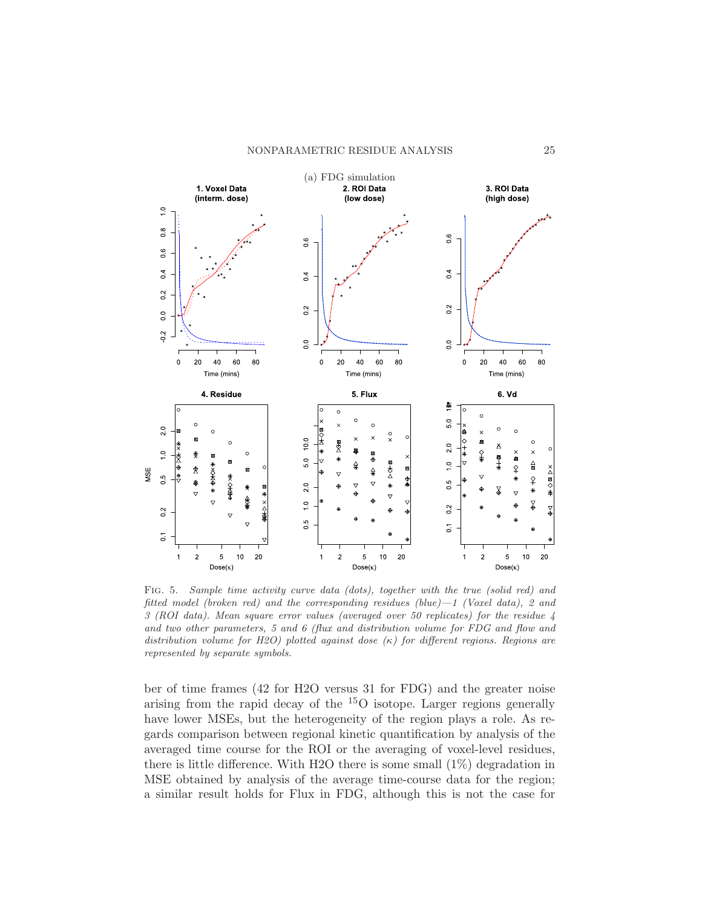(a) FDG simulation

FIG. 5. *Sample time activity curve data (dots), together with the true (solid red) and fitted model (broken red) and the corresponding residues (blue)—1 (Voxel data), 2 and 3 (ROI data). Mean square error values (averaged over 50 replicates) for the residue 4 and two other parameters, 5 and 6 (flux and distribution volume for FDG and flow and distribution volume for H2O) plotted against dose (κ) for different regions. Regions are represented by separate symbols.*

ber of time frames (42 for H2O versus 31 for FDG) and the greater noise arising from the rapid decay of the $^{15}O$ isotope. Larger regions generally have lower MSEs, but the heterogeneity of the region plays a role. As regards comparison between regional kinetic quantification by analysis of the averaged time course for the ROI or the averaging of voxel-level residues, there is little difference. With H2O there is some small (1%) degradation in MSE obtained by analysis of the average time-course data for the region; a similar result holds for Flux in FDG, although this is not the case for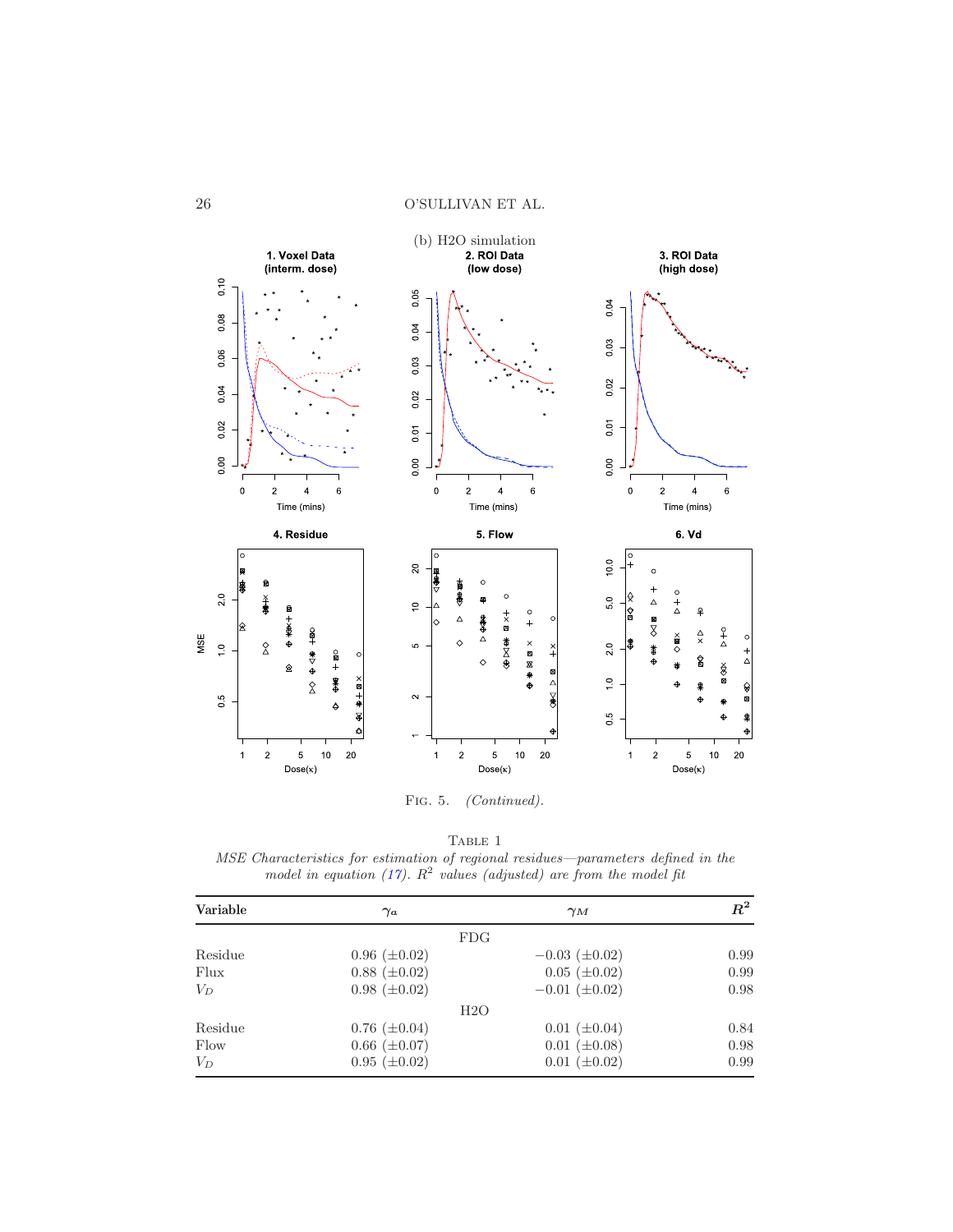(b) H2O simulation

FIG. 5. *(Continued).*

TABLE 1

*MSE Characteristics for estimation of regional residues—parameters defined in the model in equation (17). $R^2$ values (adjusted) are from the model fit*

| Variable | $\gamma_a$ | $\gamma_M$ | $R^2$ |
|---|---|---|---|
| | FDG | | |
| Residue | 0.96 (±0.02) | −0.03 (±0.02) | 0.99 |
| Flux | 0.88 (±0.02) | 0.05 (±0.02) | 0.99 |
| $V_D$ | 0.98 (±0.02) | −0.01 (±0.02) | 0.98 |
| | H2O | | |
| Residue | 0.76 (±0.04) | 0.01 (±0.04) | 0.84 |
| Flow | 0.66 (±0.07) | 0.01 (±0.08) | 0.98 |
| $V_D$ | 0.95 (±0.02) | 0.01 (±0.02) | 0.99 |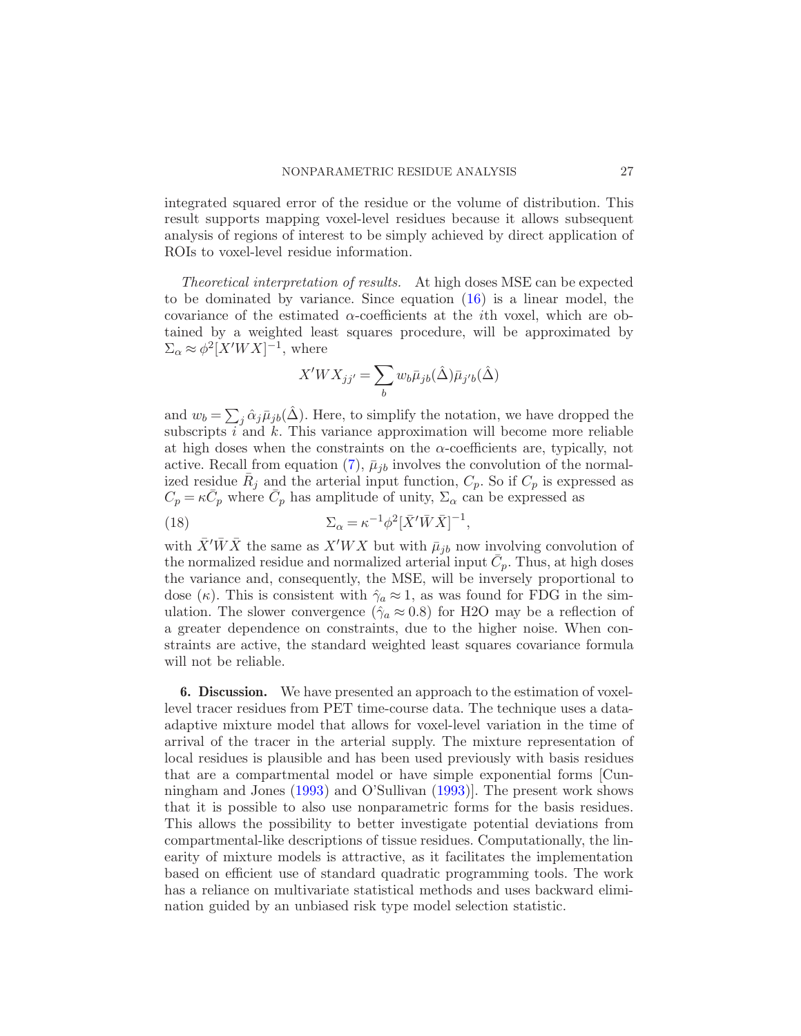integrated squared error of the residue or the volume of distribution. This result supports mapping voxel-level residues because it allows subsequent analysis of regions of interest to be simply achieved by direct application of ROIs to voxel-level residue information.

*Theoretical interpretation of results.* At high doses MSE can be expected to be dominated by variance. Since equation (16) is a linear model, the covariance of the estimated $\alpha$-coefficients at the $i$th voxel, which are obtained by a weighted least squares procedure, will be approximated by $\Sigma_\alpha \approx \phi^2[X'WX]^{-1}$, where

$$X'WX_{jj'} = \sum_b w_b \bar{\mu}_{jb}(\hat{\Delta})\bar{\mu}_{j'b}(\hat{\Delta})$$

and $w_b = \sum_j \hat{\alpha}_j \bar{\mu}_{jb}(\hat{\Delta})$. Here, to simplify the notation, we have dropped the subscripts $i$ and $k$. This variance approximation will become more reliable at high doses when the constraints on the $\alpha$-coefficients are, typically, not active. Recall from equation (7), $\bar{\mu}_{jb}$ involves the convolution of the normalized residue $\bar{R}_j$ and the arterial input function, $C_p$. So if $C_p$ is expressed as $C_p = \kappa \bar{C}_p$ where $\bar{C}_p$ has amplitude of unity, $\Sigma_\alpha$ can be expressed as

$$\Sigma_\alpha = \kappa^{-1}\phi^2[\bar{X}'\bar{W}\bar{X}]^{-1}, \tag{18}$$

with $\bar{X}'\bar{W}\bar{X}$ the same as $X'WX$ but with $\bar{\mu}_{jb}$ now involving convolution of the normalized residue and normalized arterial input $\bar{C}_p$. Thus, at high doses the variance and, consequently, the MSE, will be inversely proportional to dose ($\kappa$). This is consistent with $\hat{\gamma}_a \approx 1$, as was found for FDG in the simulation. The slower convergence ($\hat{\gamma}_a \approx 0.8$) for H2O may be a reflection of a greater dependence on constraints, due to the higher noise. When constraints are active, the standard weighted least squares covariance formula will not be reliable.

**6. Discussion.** We have presented an approach to the estimation of voxel-level tracer residues from PET time-course data. The technique uses a data-adaptive mixture model that allows for voxel-level variation in the time of arrival of the tracer in the arterial supply. The mixture representation of local residues is plausible and has been used previously with basis residues that are a compartmental model or have simple exponential forms [Cunningham and Jones (1993) and O'Sullivan (1993)]. The present work shows that it is possible to also use nonparametric forms for the basis residues. This allows the possibility to better investigate potential deviations from compartmental-like descriptions of tissue residues. Computationally, the linearity of mixture models is attractive, as it facilitates the implementation based on efficient use of standard quadratic programming tools. The work has a reliance on multivariate statistical methods and uses backward elimination guided by an unbiased risk type model selection statistic.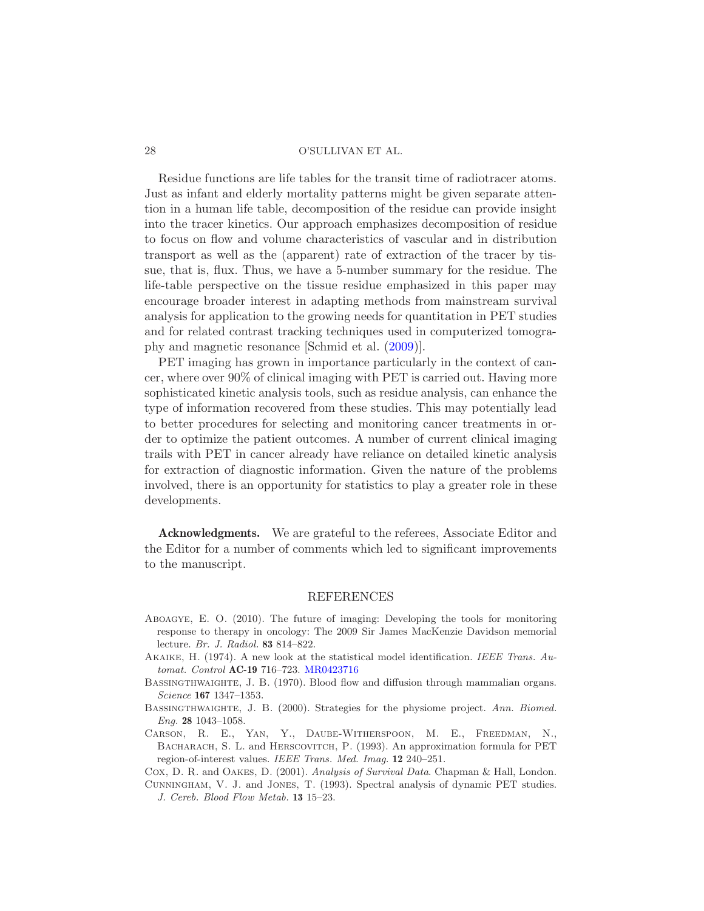Residue functions are life tables for the transit time of radiotracer atoms. Just as infant and elderly mortality patterns might be given separate attention in a human life table, decomposition of the residue can provide insight into the tracer kinetics. Our approach emphasizes decomposition of residue to focus on flow and volume characteristics of vascular and in distribution transport as well as the (apparent) rate of extraction of the tracer by tissue, that is, flux. Thus, we have a 5-number summary for the residue. The life-table perspective on the tissue residue emphasized in this paper may encourage broader interest in adapting methods from mainstream survival analysis for application to the growing needs for quantitation in PET studies and for related contrast tracking techniques used in computerized tomography and magnetic resonance [Schmid et al. (2009)].

PET imaging has grown in importance particularly in the context of cancer, where over 90% of clinical imaging with PET is carried out. Having more sophisticated kinetic analysis tools, such as residue analysis, can enhance the type of information recovered from these studies. This may potentially lead to better procedures for selecting and monitoring cancer treatments in order to optimize the patient outcomes. A number of current clinical imaging trails with PET in cancer already have reliance on detailed kinetic analysis for extraction of diagnostic information. Given the nature of the problems involved, there is an opportunity for statistics to play a greater role in these developments.

**Acknowledgments.** We are grateful to the referees, Associate Editor and the Editor for a number of comments which led to significant improvements to the manuscript.

## REFERENCES

Aboagye, E. O. (2010). The future of imaging: Developing the tools for monitoring response to therapy in oncology: The 2009 Sir James MacKenzie Davidson memorial lecture. *Br. J. Radiol.* **83** 814–822.

Akaike, H. (1974). A new look at the statistical model identification. *IEEE Trans. Automat. Control* **AC-19** 716–723. MR0423716

Bassingthwaighte, J. B. (1970). Blood flow and diffusion through mammalian organs. *Science* **167** 1347–1353.

Bassingthwaighte, J. B. (2000). Strategies for the physiome project. *Ann. Biomed. Eng.* **28** 1043–1058.

Carson, R. E., Yan, Y., Daube-Witherspoon, M. E., Freedman, N., Bacharach, S. L. and Herscovitch, P. (1993). An approximation formula for PET region-of-interest values. *IEEE Trans. Med. Imag.* **12** 240–251.

Cox, D. R. and Oakes, D. (2001). *Analysis of Survival Data*. Chapman & Hall, London.

Cunningham, V. J. and Jones, T. (1993). Spectral analysis of dynamic PET studies. *J. Cereb. Blood Flow Metab.* **13** 15–23.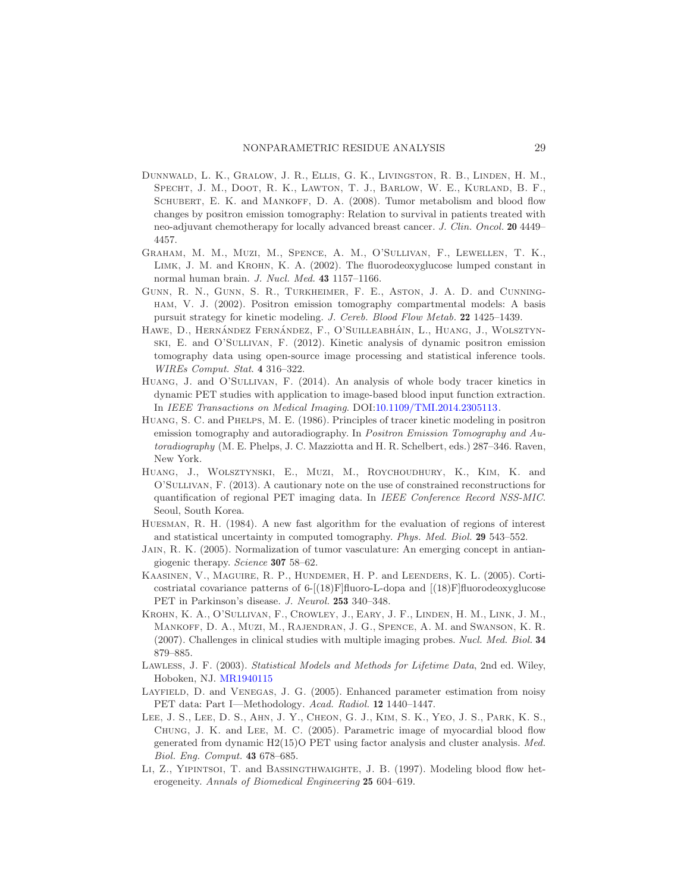Dunnwald, L. K., Gralow, J. R., Ellis, G. K., Livingston, R. B., Linden, H. M., Specht, J. M., Doot, R. K., Lawton, T. J., Barlow, W. E., Kurland, B. F., Schubert, E. K. and Mankoff, D. A. (2008). Tumor metabolism and blood flow changes by positron emission tomography: Relation to survival in patients treated with neo-adjuvant chemotherapy for locally advanced breast cancer. *J. Clin. Oncol.* **20** 4449–4457.

Graham, M. M., Muzi, M., Spence, A. M., O'Sullivan, F., Lewellen, T. K., Limk, J. M. and Krohn, K. A. (2002). The fluorodeoxyglucose lumped constant in normal human brain. *J. Nucl. Med.* **43** 1157–1166.

Gunn, R. N., Gunn, S. R., Turkheimer, F. E., Aston, J. A. D. and Cunningham, V. J. (2002). Positron emission tomography compartmental models: A basis pursuit strategy for kinetic modeling. *J. Cereb. Blood Flow Metab.* **22** 1425–1439.

Hawe, D., Hernández Fernández, F., O'Suilleabháin, L., Huang, J., Wolsztynski, E. and O'Sullivan, F. (2012). Kinetic analysis of dynamic positron emission tomography data using open-source image processing and statistical inference tools. *WIREs Comput. Stat.* **4** 316–322.

Huang, J. and O'Sullivan, F. (2014). An analysis of whole body tracer kinetics in dynamic PET studies with application to image-based blood input function extraction. In *IEEE Transactions on Medical Imaging*. DOI:10.1109/TMI.2014.2305113.

Huang, S. C. and Phelps, M. E. (1986). Principles of tracer kinetic modeling in positron emission tomography and autoradiography. In *Positron Emission Tomography and Autoradiography* (M. E. Phelps, J. C. Mazziotta and H. R. Schelbert, eds.) 287–346. Raven, New York.

Huang, J., Wolsztynski, E., Muzi, M., Roychoudhury, K., Kim, K. and O'Sullivan, F. (2013). A cautionary note on the use of constrained reconstructions for quantification of regional PET imaging data. In *IEEE Conference Record NSS-MIC*. Seoul, South Korea.

Huesman, R. H. (1984). A new fast algorithm for the evaluation of regions of interest and statistical uncertainty in computed tomography. *Phys. Med. Biol.* **29** 543–552.

Jain, R. K. (2005). Normalization of tumor vasculature: An emerging concept in antiangiogenic therapy. *Science* **307** 58–62.

Kaasinen, V., Maguire, R. P., Hundemer, H. P. and Leenders, K. L. (2005). Corticostriatal covariance patterns of 6-[(18)F]fluoro-L-dopa and [(18)F]fluorodeoxyglucose PET in Parkinson's disease. *J. Neurol.* **253** 340–348.

Krohn, K. A., O'Sullivan, F., Crowley, J., Eary, J. F., Linden, H. M., Link, J. M., Mankoff, D. A., Muzi, M., Rajendran, J. G., Spence, A. M. and Swanson, K. R. (2007). Challenges in clinical studies with multiple imaging probes. *Nucl. Med. Biol.* **34** 879–885.

Lawless, J. F. (2003). *Statistical Models and Methods for Lifetime Data*, 2nd ed. Wiley, Hoboken, NJ. MR1940115

Layfield, D. and Venegas, J. G. (2005). Enhanced parameter estimation from noisy PET data: Part I—Methodology. *Acad. Radiol.* **12** 1440–1447.

Lee, J. S., Lee, D. S., Ahn, J. Y., Cheon, G. J., Kim, S. K., Yeo, J. S., Park, K. S., Chung, J. K. and Lee, M. C. (2005). Parametric image of myocardial blood flow generated from dynamic H2(15)O PET using factor analysis and cluster analysis. *Med. Biol. Eng. Comput.* **43** 678–685.

Li, Z., Yipintsoi, T. and Bassingthwaighte, J. B. (1997). Modeling blood flow heterogeneity. *Annals of Biomedical Engineering* **25** 604–619.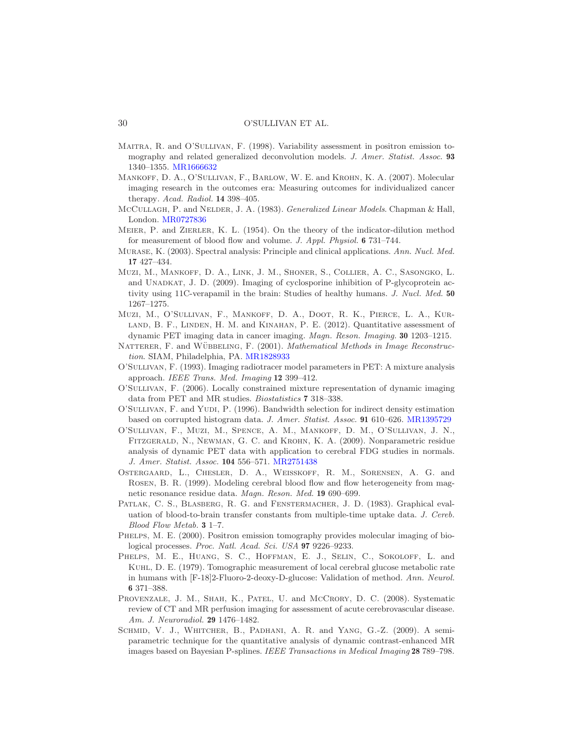Maitra, R. and O'Sullivan, F. (1998). Variability assessment in positron emission tomography and related generalized deconvolution models. *J. Amer. Statist. Assoc.* **93** 1340–1355. MR1666632

Mankoff, D. A., O'Sullivan, F., Barlow, W. E. and Krohn, K. A. (2007). Molecular imaging research in the outcomes era: Measuring outcomes for individualized cancer therapy. *Acad. Radiol.* **14** 398–405.

McCullagh, P. and Nelder, J. A. (1983). *Generalized Linear Models*. Chapman & Hall, London. MR0727836

Meier, P. and Zierler, K. L. (1954). On the theory of the indicator-dilution method for measurement of blood flow and volume. *J. Appl. Physiol.* **6** 731–744.

Murase, K. (2003). Spectral analysis: Principle and clinical applications. *Ann. Nucl. Med.* **17** 427–434.

Muzi, M., Mankoff, D. A., Link, J. M., Shoner, S., Collier, A. C., Sasongko, L. and Unadkat, J. D. (2009). Imaging of cyclosporine inhibition of P-glycoprotein activity using 11C-verapamil in the brain: Studies of healthy humans. *J. Nucl. Med.* **50** 1267–1275.

Muzi, M., O'Sullivan, F., Mankoff, D. A., Doot, R. K., Pierce, L. A., Kurland, B. F., Linden, H. M. and Kinahan, P. E. (2012). Quantitative assessment of dynamic PET imaging data in cancer imaging. *Magn. Reson. Imaging.* **30** 1203–1215.

Natterer, F. and Wübbeling, F. (2001). *Mathematical Methods in Image Reconstruction*. SIAM, Philadelphia, PA. MR1828933

O'Sullivan, F. (1993). Imaging radiotracer model parameters in PET: A mixture analysis approach. *IEEE Trans. Med. Imaging* **12** 399–412.

O'Sullivan, F. (2006). Locally constrained mixture representation of dynamic imaging data from PET and MR studies. *Biostatistics* **7** 318–338.

O'Sullivan, F. and Yudi, P. (1996). Bandwidth selection for indirect density estimation based on corrupted histogram data. *J. Amer. Statist. Assoc.* **91** 610–626. MR1395729

O'Sullivan, F., Muzi, M., Spence, A. M., Mankoff, D. M., O'Sullivan, J. N., Fitzgerald, N., Newman, G. C. and Krohn, K. A. (2009). Nonparametric residue analysis of dynamic PET data with application to cerebral FDG studies in normals. *J. Amer. Statist. Assoc.* **104** 556–571. MR2751438

Ostergaard, L., Chesler, D. A., Weisskoff, R. M., Sorensen, A. G. and Rosen, B. R. (1999). Modeling cerebral blood flow and flow heterogeneity from magnetic resonance residue data. *Magn. Reson. Med.* **19** 690–699.

Patlak, C. S., Blasberg, R. G. and Fenstermacher, J. D. (1983). Graphical evaluation of blood-to-brain transfer constants from multiple-time uptake data. *J. Cereb. Blood Flow Metab.* **3** 1–7.

Phelps, M. E. (2000). Positron emission tomography provides molecular imaging of biological processes. *Proc. Natl. Acad. Sci. USA* **97** 9226–9233.

Phelps, M. E., Huang, S. C., Hoffman, E. J., Selin, C., Sokoloff, L. and Kuhl, D. E. (1979). Tomographic measurement of local cerebral glucose metabolic rate in humans with [F-18]2-Fluoro-2-deoxy-D-glucose: Validation of method. *Ann. Neurol.* **6** 371–388.

Provenzale, J. M., Shah, K., Patel, U. and McCrory, D. C. (2008). Systematic review of CT and MR perfusion imaging for assessment of acute cerebrovascular disease. *Am. J. Neuroradiol.* **29** 1476–1482.

Schmid, V. J., Whitcher, B., Padhani, A. R. and Yang, G.-Z. (2009). A semiparametric technique for the quantitative analysis of dynamic contrast-enhanced MR images based on Bayesian P-splines. *IEEE Transactions in Medical Imaging* **28** 789–798.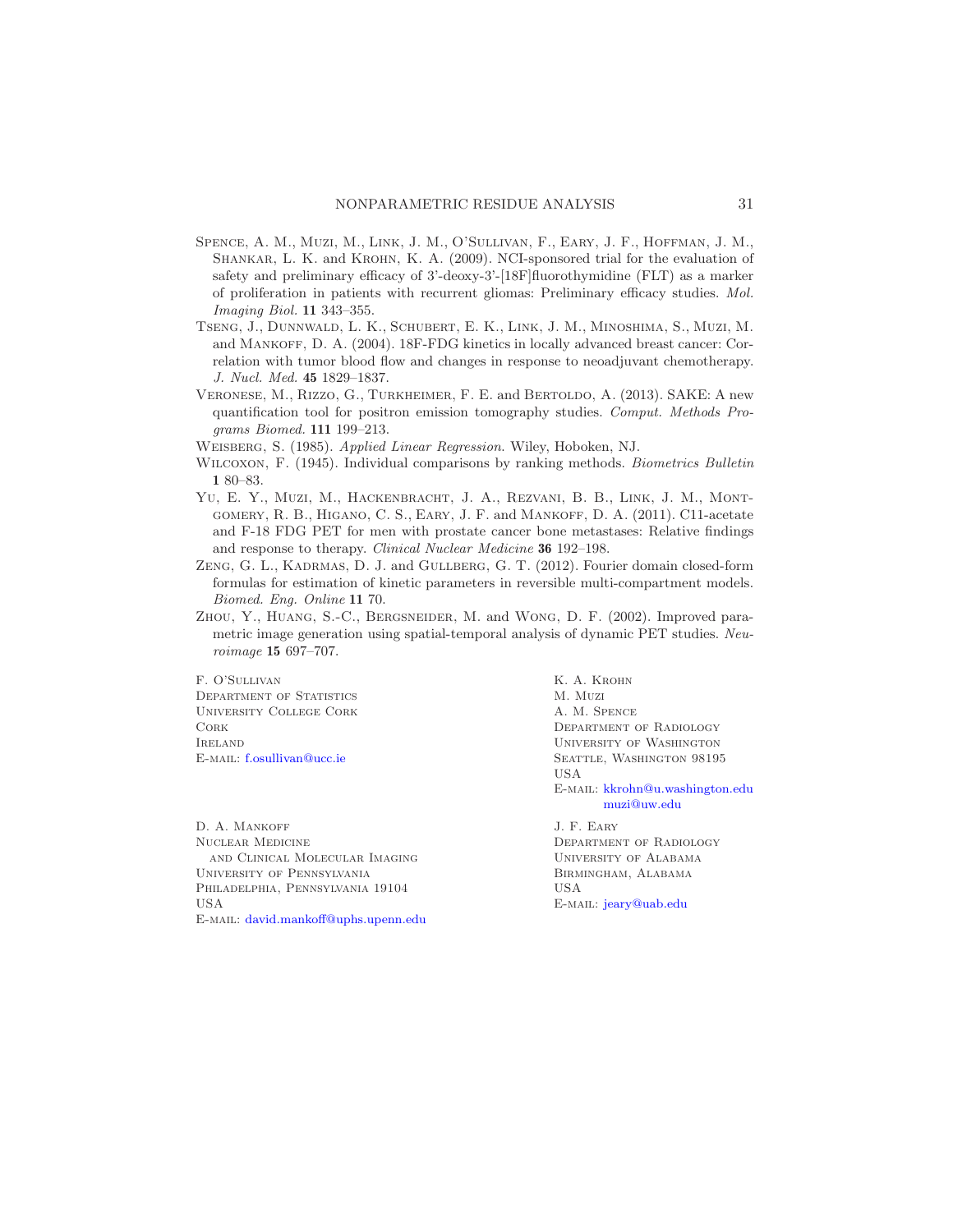Spence, A. M., Muzi, M., Link, J. M., O'Sullivan, F., Eary, J. F., Hoffman, J. M., Shankar, L. K. and Krohn, K. A. (2009). NCI-sponsored trial for the evaluation of safety and preliminary efficacy of 3'-deoxy-3'-[18F]fluorothymidine (FLT) as a marker of proliferation in patients with recurrent gliomas: Preliminary efficacy studies. *Mol. Imaging Biol.* **11** 343–355.

Tseng, J., Dunnwald, L. K., Schubert, E. K., Link, J. M., Minoshima, S., Muzi, M. and Mankoff, D. A. (2004). 18F-FDG kinetics in locally advanced breast cancer: Correlation with tumor blood flow and changes in response to neoadjuvant chemotherapy. *J. Nucl. Med.* **45** 1829–1837.

Veronese, M., Rizzo, G., Turkheimer, F. E. and Bertoldo, A. (2013). SAKE: A new quantification tool for positron emission tomography studies. *Comput. Methods Programs Biomed.* **111** 199–213.

Weisberg, S. (1985). *Applied Linear Regression*. Wiley, Hoboken, NJ.

Wilcoxon, F. (1945). Individual comparisons by ranking methods. *Biometrics Bulletin* **1** 80–83.

Yu, E. Y., Muzi, M., Hackenbracht, J. A., Rezvani, B. B., Link, J. M., Montgomery, R. B., Higano, C. S., Eary, J. F. and Mankoff, D. A. (2011). C11-acetate and F-18 FDG PET for men with prostate cancer bone metastases: Relative findings and response to therapy. *Clinical Nuclear Medicine* **36** 192–198.

Zeng, G. L., Kadrmas, D. J. and Gullberg, G. T. (2012). Fourier domain closed-form formulas for estimation of kinetic parameters in reversible multi-compartment models. *Biomed. Eng. Online* **11** 70.

Zhou, Y., Huang, S.-C., Bergsneider, M. and Wong, D. F. (2002). Improved parametric image generation using spatial-temporal analysis of dynamic PET studies. *Neuroimage* **15** 697–707.

F. O'Sullivan
Department of Statistics
University College Cork
Cork
Ireland
E-mail: f.osullivan@ucc.ie

K. A. Krohn
M. Muzi
A. M. Spence
Department of Radiology
University of Washington
Seattle, Washington 98195
USA
E-mail: kkrohn@u.washington.edu
muzi@uw.edu

D. A. Mankoff
Nuclear Medicine
and Clinical Molecular Imaging
University of Pennsylvania
Philadelphia, Pennsylvania 19104
USA
E-mail: david.mankoff@uphs.upenn.edu

J. F. Eary
Department of Radiology
University of Alabama
Birmingham, Alabama
USA
E-mail: jeary@uab.edu